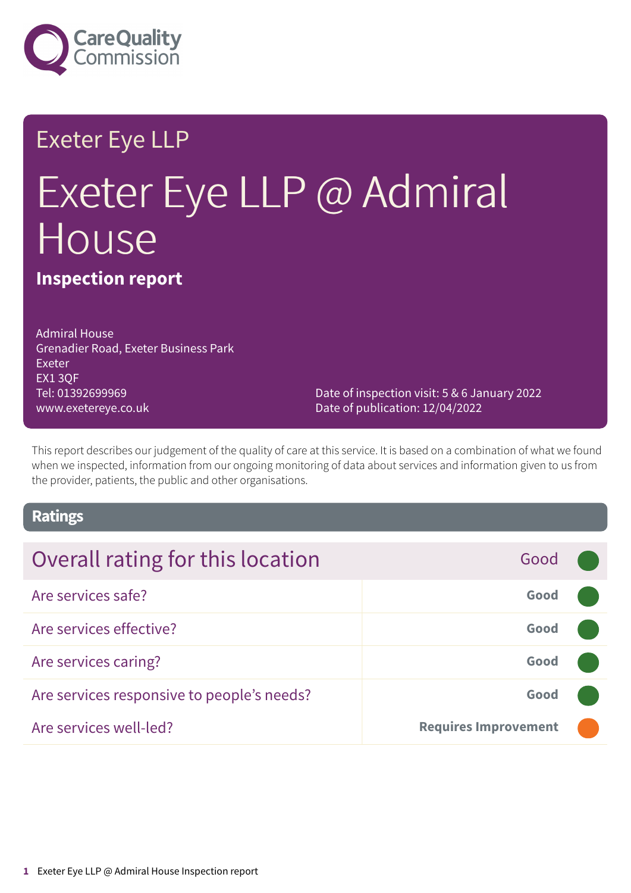# Exeter Eye LLP

# Exeter Eye LLP @ Admiral House

## Inspection report

Admiral House
Grenadier Road, Exeter Business Park
Exeter
EX1 3QF
Tel: 01392699969
www.exetereye.co.uk

Date of inspection visit: 5 & 6 January 2022
Date of publication: 12/04/2022

This report describes our judgement of the quality of care at this service. It is based on a combination of what we found when we inspected, information from our ongoing monitoring of data about services and information given to us from the provider, patients, the public and other organisations.

## Ratings

| Overall rating for this location | Good |
|---|---|
| Are services safe? | Good |
| Are services effective? | Good |
| Are services caring? | Good |
| Are services responsive to people's needs? | Good |
| Are services well-led? | Requires Improvement |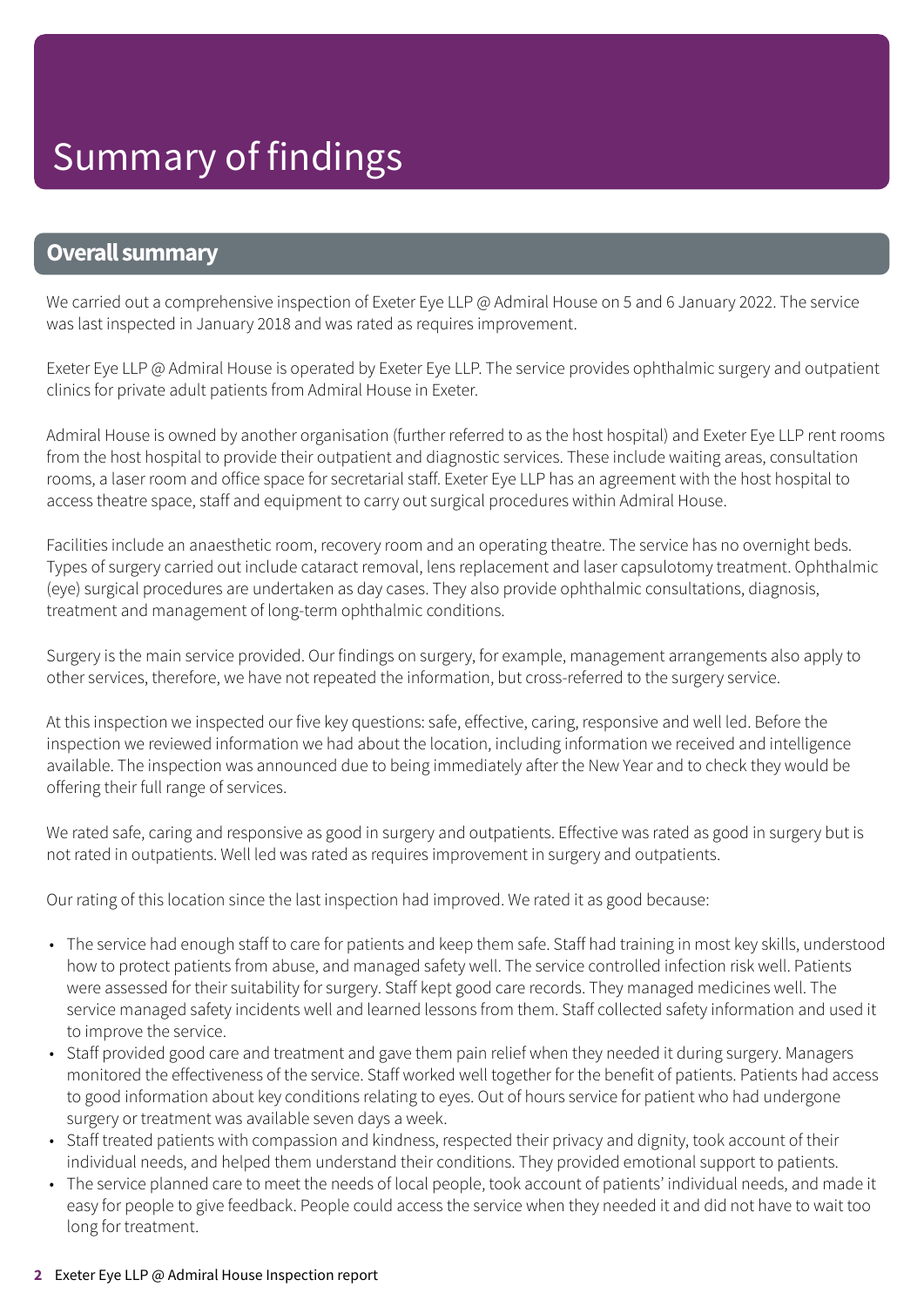# Summary of findings

## Overall summary

We carried out a comprehensive inspection of Exeter Eye LLP @ Admiral House on 5 and 6 January 2022. The service was last inspected in January 2018 and was rated as requires improvement.

Exeter Eye LLP @ Admiral House is operated by Exeter Eye LLP. The service provides ophthalmic surgery and outpatient clinics for private adult patients from Admiral House in Exeter.

Admiral House is owned by another organisation (further referred to as the host hospital) and Exeter Eye LLP rent rooms from the host hospital to provide their outpatient and diagnostic services. These include waiting areas, consultation rooms, a laser room and office space for secretarial staff. Exeter Eye LLP has an agreement with the host hospital to access theatre space, staff and equipment to carry out surgical procedures within Admiral House.

Facilities include an anaesthetic room, recovery room and an operating theatre. The service has no overnight beds. Types of surgery carried out include cataract removal, lens replacement and laser capsulotomy treatment. Ophthalmic (eye) surgical procedures are undertaken as day cases. They also provide ophthalmic consultations, diagnosis, treatment and management of long-term ophthalmic conditions.

Surgery is the main service provided. Our findings on surgery, for example, management arrangements also apply to other services, therefore, we have not repeated the information, but cross-referred to the surgery service.

At this inspection we inspected our five key questions: safe, effective, caring, responsive and well led. Before the inspection we reviewed information we had about the location, including information we received and intelligence available. The inspection was announced due to being immediately after the New Year and to check they would be offering their full range of services.

We rated safe, caring and responsive as good in surgery and outpatients. Effective was rated as good in surgery but is not rated in outpatients. Well led was rated as requires improvement in surgery and outpatients.

Our rating of this location since the last inspection had improved. We rated it as good because:

- The service had enough staff to care for patients and keep them safe. Staff had training in most key skills, understood how to protect patients from abuse, and managed safety well. The service controlled infection risk well. Patients were assessed for their suitability for surgery. Staff kept good care records. They managed medicines well. The service managed safety incidents well and learned lessons from them. Staff collected safety information and used it to improve the service.
- Staff provided good care and treatment and gave them pain relief when they needed it during surgery. Managers monitored the effectiveness of the service. Staff worked well together for the benefit of patients. Patients had access to good information about key conditions relating to eyes. Out of hours service for patient who had undergone surgery or treatment was available seven days a week.
- Staff treated patients with compassion and kindness, respected their privacy and dignity, took account of their individual needs, and helped them understand their conditions. They provided emotional support to patients.
- The service planned care to meet the needs of local people, took account of patients' individual needs, and made it easy for people to give feedback. People could access the service when they needed it and did not have to wait too long for treatment.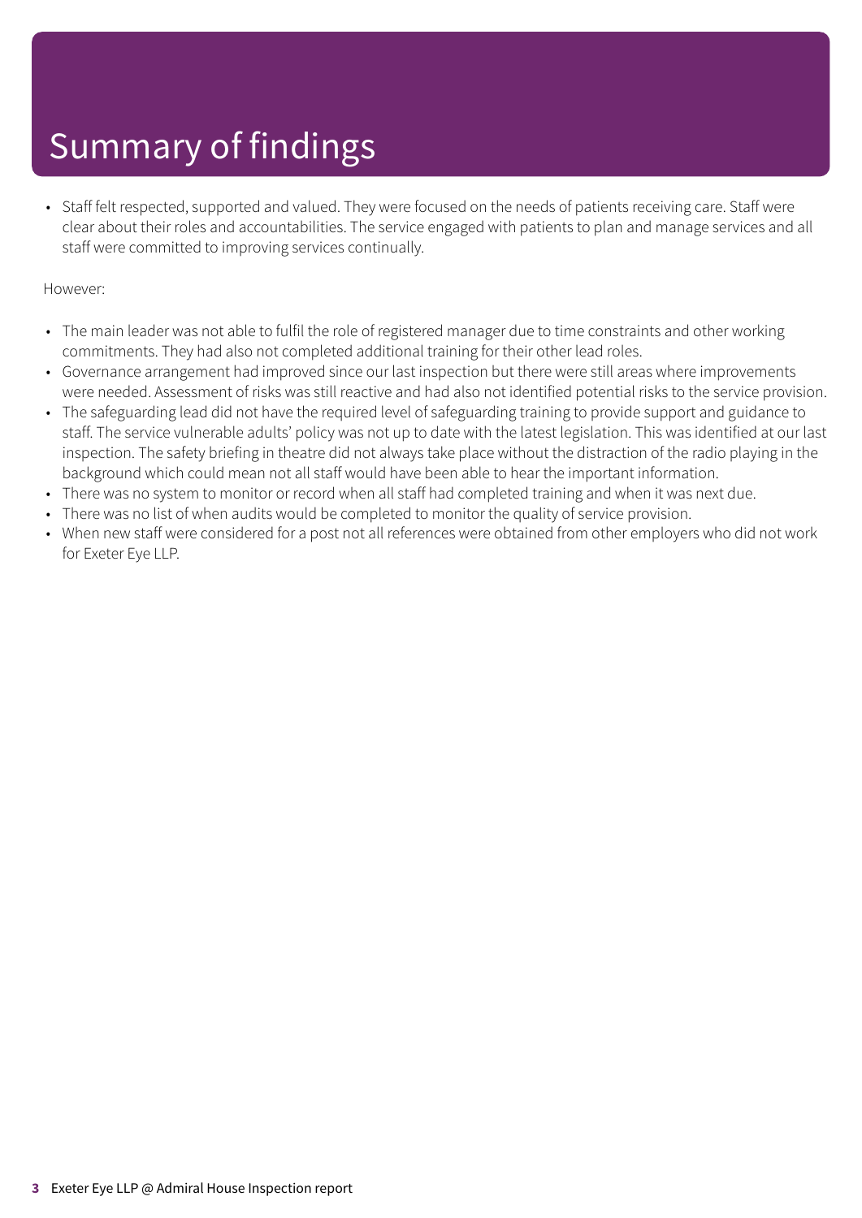# Summary of findings

- Staff felt respected, supported and valued. They were focused on the needs of patients receiving care. Staff were clear about their roles and accountabilities. The service engaged with patients to plan and manage services and all staff were committed to improving services continually.

However:

- The main leader was not able to fulfil the role of registered manager due to time constraints and other working commitments. They had also not completed additional training for their other lead roles.
- Governance arrangement had improved since our last inspection but there were still areas where improvements were needed. Assessment of risks was still reactive and had also not identified potential risks to the service provision.
- The safeguarding lead did not have the required level of safeguarding training to provide support and guidance to staff. The service vulnerable adults' policy was not up to date with the latest legislation. This was identified at our last inspection. The safety briefing in theatre did not always take place without the distraction of the radio playing in the background which could mean not all staff would have been able to hear the important information.
- There was no system to monitor or record when all staff had completed training and when it was next due.
- There was no list of when audits would be completed to monitor the quality of service provision.
- When new staff were considered for a post not all references were obtained from other employers who did not work for Exeter Eye LLP.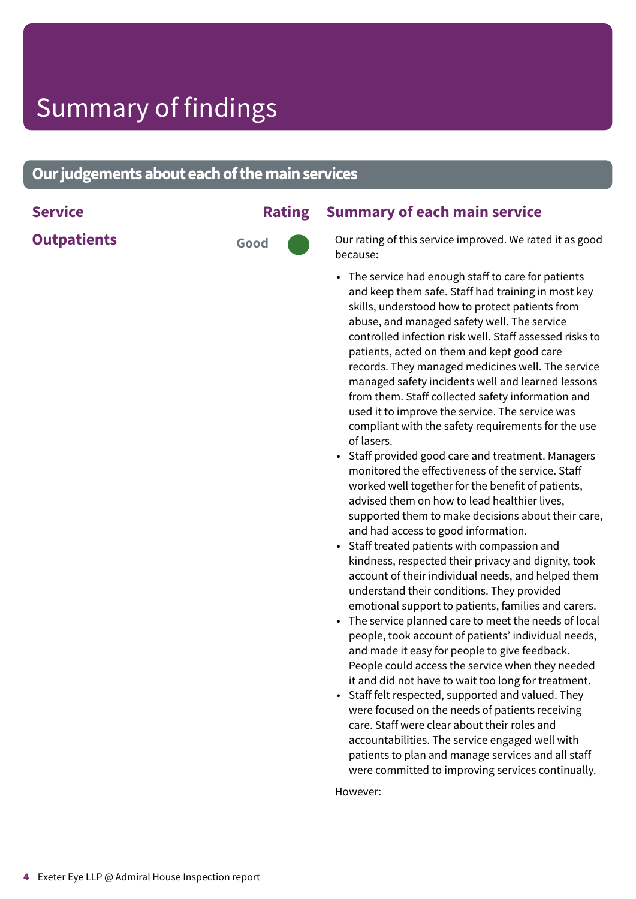# Summary of findings

## Our judgements about each of the main services

| Service | Rating | Summary of each main service |
| --- | --- | --- |
| **Outpatients** | Good | Our rating of this service improved. We rated it as good because: |

- The service had enough staff to care for patients and keep them safe. Staff had training in most key skills, understood how to protect patients from abuse, and managed safety well. The service controlled infection risk well. Staff assessed risks to patients, acted on them and kept good care records. They managed medicines well. The service managed safety incidents well and learned lessons from them. Staff collected safety information and used it to improve the service. The service was compliant with the safety requirements for the use of lasers.
- Staff provided good care and treatment. Managers monitored the effectiveness of the service. Staff worked well together for the benefit of patients, advised them on how to lead healthier lives, supported them to make decisions about their care, and had access to good information.
- Staff treated patients with compassion and kindness, respected their privacy and dignity, took account of their individual needs, and helped them understand their conditions. They provided emotional support to patients, families and carers.
- The service planned care to meet the needs of local people, took account of patients' individual needs, and made it easy for people to give feedback. People could access the service when they needed it and did not have to wait too long for treatment.
- Staff felt respected, supported and valued. They were focused on the needs of patients receiving care. Staff were clear about their roles and accountabilities. The service engaged well with patients to plan and manage services and all staff were committed to improving services continually.

However: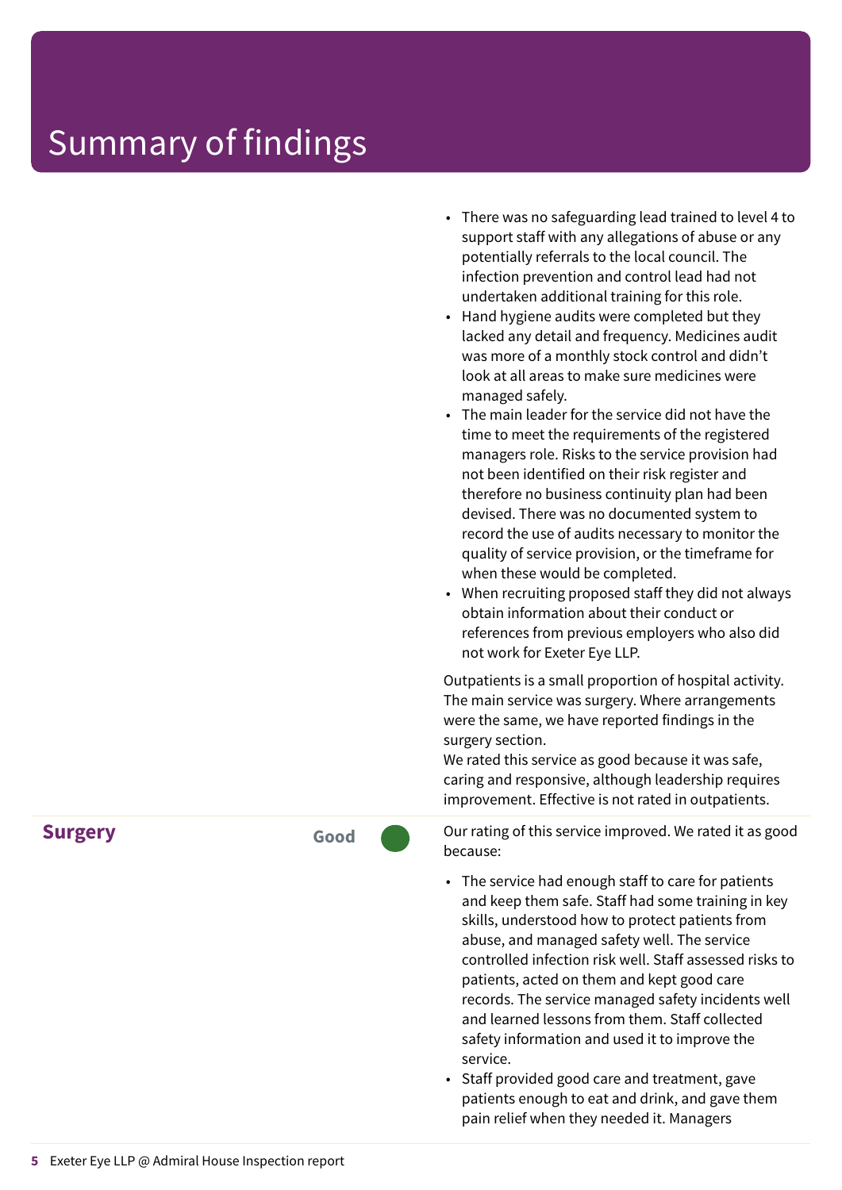# Summary of findings

- There was no safeguarding lead trained to level 4 to support staff with any allegations of abuse or any potentially referrals to the local council. The infection prevention and control lead had not undertaken additional training for this role.
- Hand hygiene audits were completed but they lacked any detail and frequency. Medicines audit was more of a monthly stock control and didn't look at all areas to make sure medicines were managed safely.
- The main leader for the service did not have the time to meet the requirements of the registered managers role. Risks to the service provision had not been identified on their risk register and therefore no business continuity plan had been devised. There was no documented system to record the use of audits necessary to monitor the quality of service provision, or the timeframe for when these would be completed.
- When recruiting proposed staff they did not always obtain information about their conduct or references from previous employers who also did not work for Exeter Eye LLP.

Outpatients is a small proportion of hospital activity. The main service was surgery. Where arrangements were the same, we have reported findings in the surgery section.
We rated this service as good because it was safe, caring and responsive, although leadership requires improvement. Effective is not rated in outpatients.

| **Surgery** | **Good** | Our rating of this service improved. We rated it as good because: |
|---|---|---|

- The service had enough staff to care for patients and keep them safe. Staff had some training in key skills, understood how to protect patients from abuse, and managed safety well. The service controlled infection risk well. Staff assessed risks to patients, acted on them and kept good care records. The service managed safety incidents well and learned lessons from them. Staff collected safety information and used it to improve the service.
- Staff provided good care and treatment, gave patients enough to eat and drink, and gave them pain relief when they needed it. Managers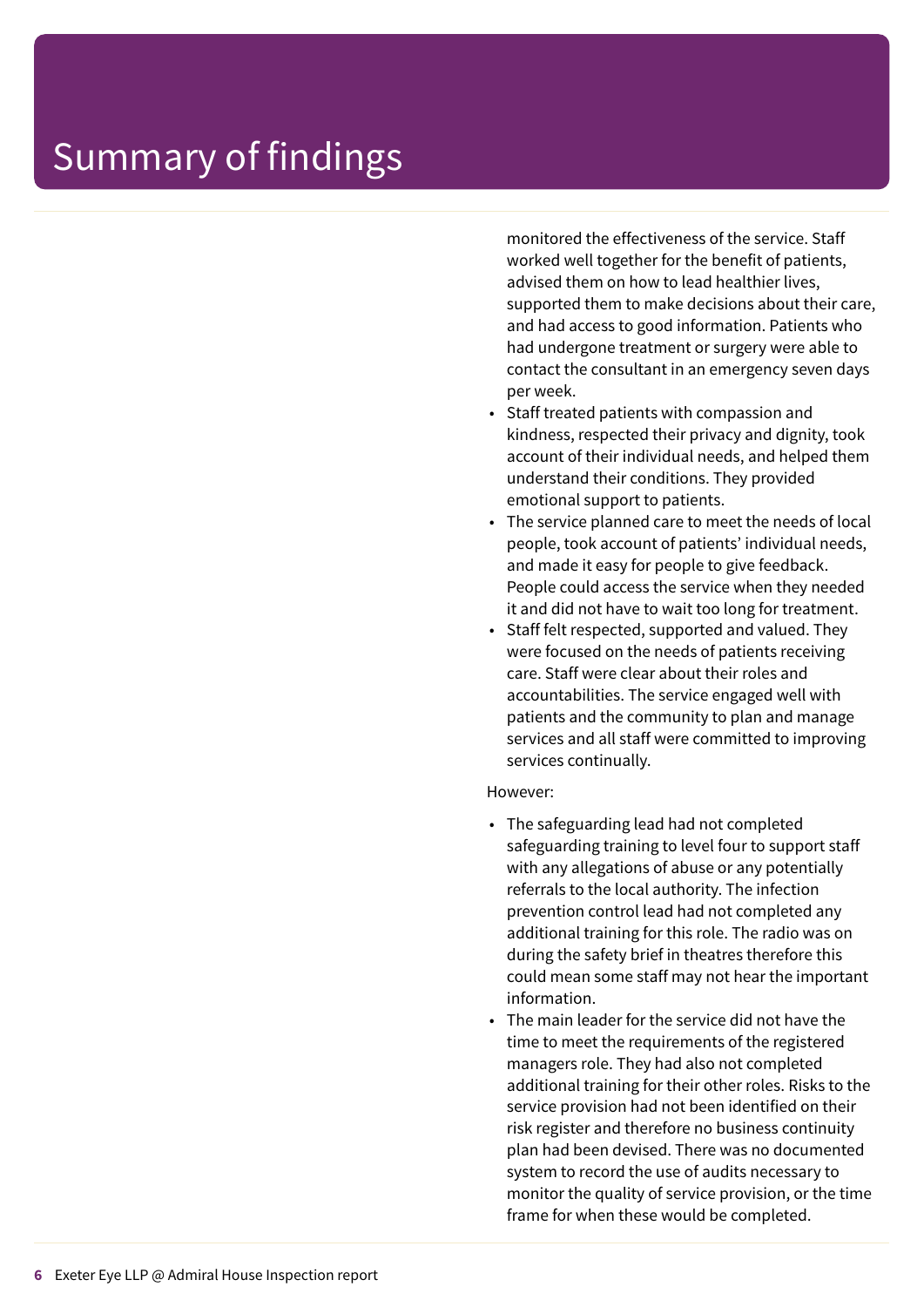# Summary of findings

monitored the effectiveness of the service. Staff worked well together for the benefit of patients, advised them on how to lead healthier lives, supported them to make decisions about their care, and had access to good information. Patients who had undergone treatment or surgery were able to contact the consultant in an emergency seven days per week.

- Staff treated patients with compassion and kindness, respected their privacy and dignity, took account of their individual needs, and helped them understand their conditions. They provided emotional support to patients.
- The service planned care to meet the needs of local people, took account of patients' individual needs, and made it easy for people to give feedback. People could access the service when they needed it and did not have to wait too long for treatment.
- Staff felt respected, supported and valued. They were focused on the needs of patients receiving care. Staff were clear about their roles and accountabilities. The service engaged well with patients and the community to plan and manage services and all staff were committed to improving services continually.

However:

- The safeguarding lead had not completed safeguarding training to level four to support staff with any allegations of abuse or any potentially referrals to the local authority. The infection prevention control lead had not completed any additional training for this role. The radio was on during the safety brief in theatres therefore this could mean some staff may not hear the important information.
- The main leader for the service did not have the time to meet the requirements of the registered managers role. They had also not completed additional training for their other roles. Risks to the service provision had not been identified on their risk register and therefore no business continuity plan had been devised. There was no documented system to record the use of audits necessary to monitor the quality of service provision, or the time frame for when these would be completed.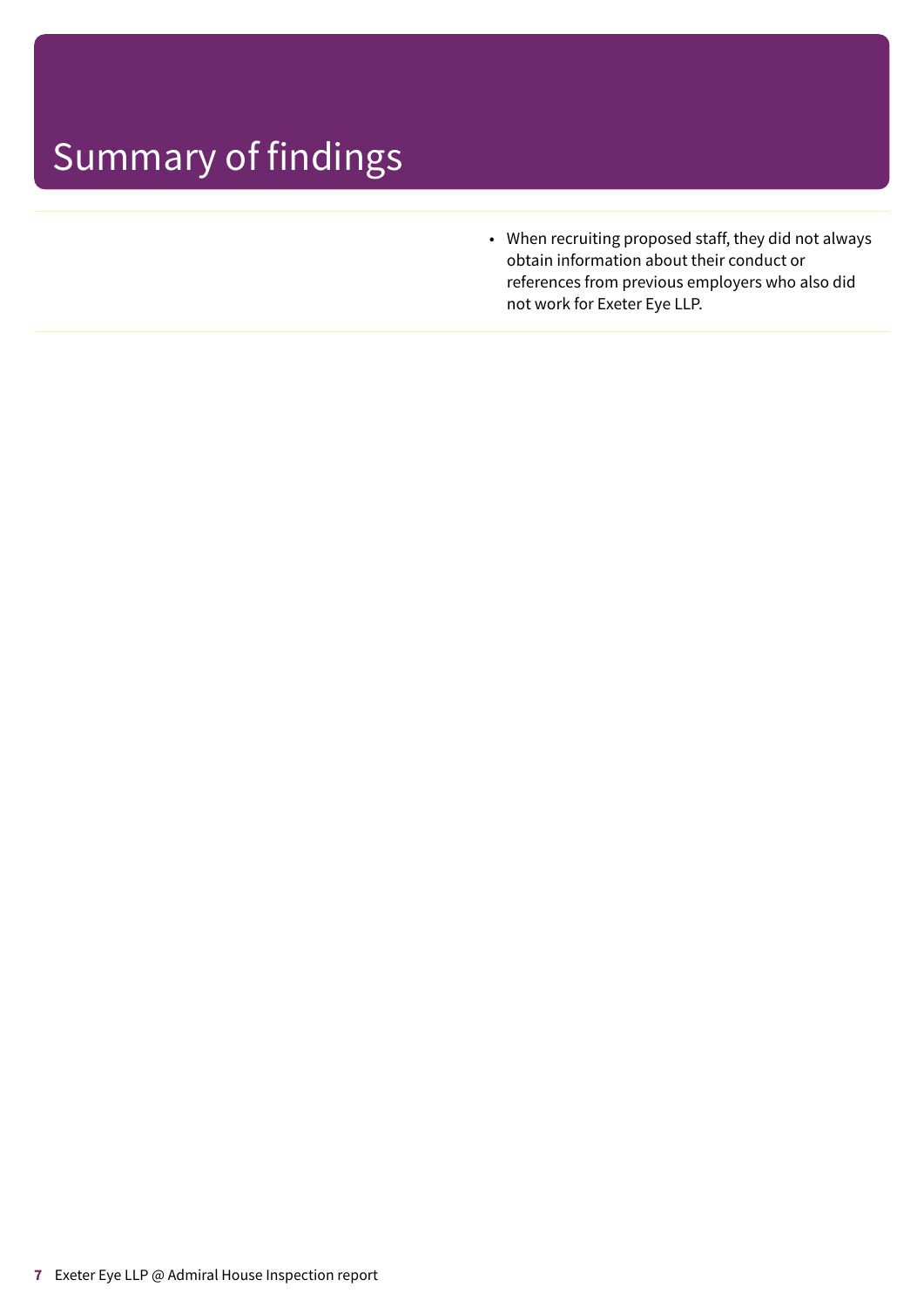# Summary of findings

- When recruiting proposed staff, they did not always obtain information about their conduct or references from previous employers who also did not work for Exeter Eye LLP.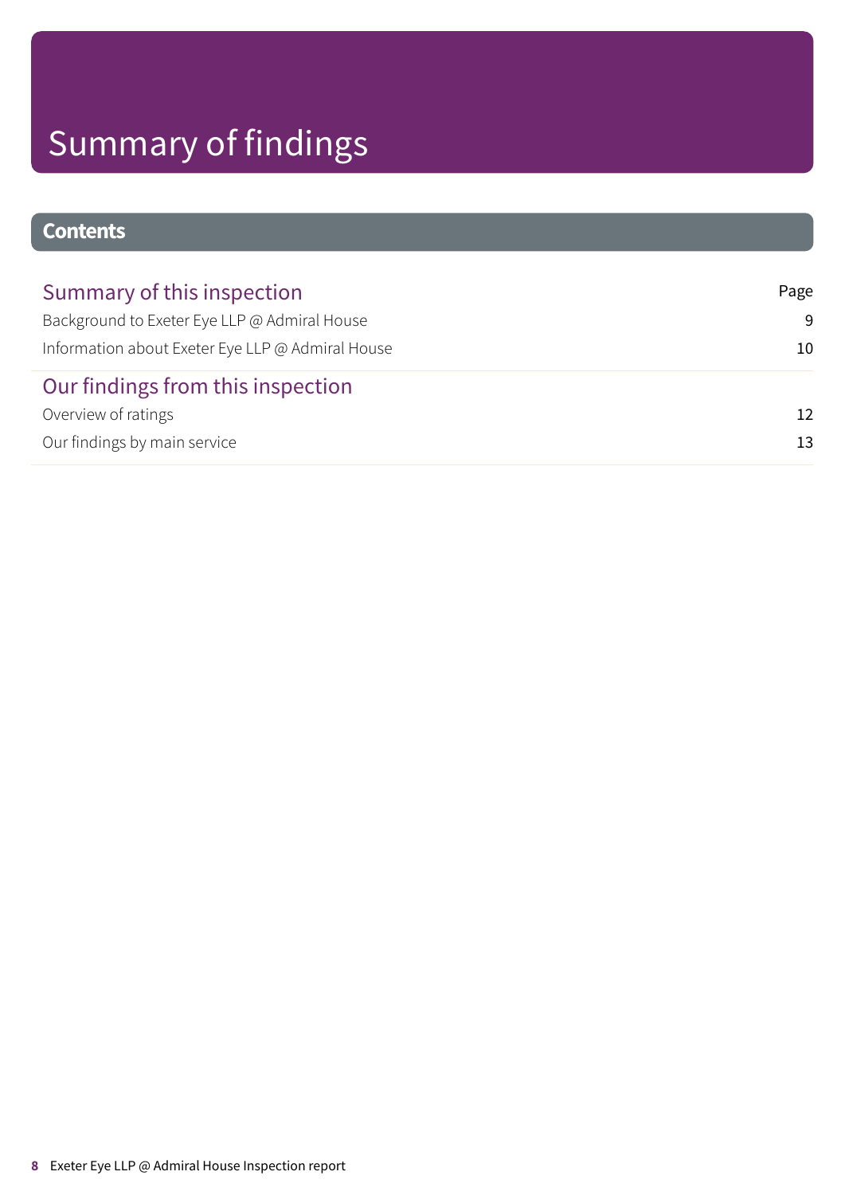# Summary of findings

## Contents

| Summary of this inspection | Page |
|---|---|
| Background to Exeter Eye LLP @ Admiral House | 9 |
| Information about Exeter Eye LLP @ Admiral House | 10 |
| **Our findings from this inspection** | |
| Overview of ratings | 12 |
| Our findings by main service | 13 |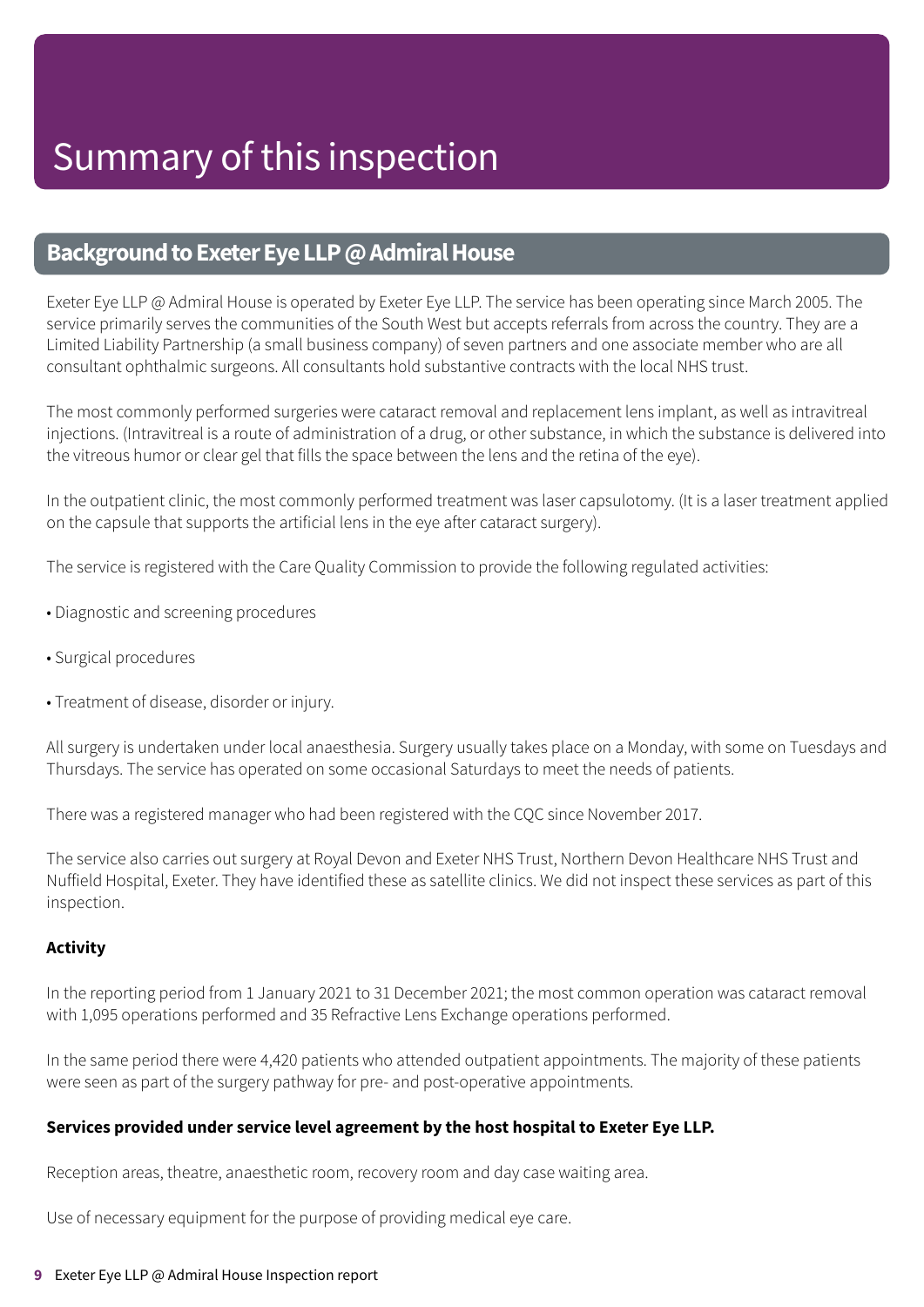# Summary of this inspection

## Background to Exeter Eye LLP @ Admiral House

Exeter Eye LLP @ Admiral House is operated by Exeter Eye LLP. The service has been operating since March 2005. The service primarily serves the communities of the South West but accepts referrals from across the country. They are a Limited Liability Partnership (a small business company) of seven partners and one associate member who are all consultant ophthalmic surgeons. All consultants hold substantive contracts with the local NHS trust.

The most commonly performed surgeries were cataract removal and replacement lens implant, as well as intravitreal injections. (Intravitreal is a route of administration of a drug, or other substance, in which the substance is delivered into the vitreous humor or clear gel that fills the space between the lens and the retina of the eye).

In the outpatient clinic, the most commonly performed treatment was laser capsulotomy. (It is a laser treatment applied on the capsule that supports the artificial lens in the eye after cataract surgery).

The service is registered with the Care Quality Commission to provide the following regulated activities:

- Diagnostic and screening procedures
- Surgical procedures
- Treatment of disease, disorder or injury.

All surgery is undertaken under local anaesthesia. Surgery usually takes place on a Monday, with some on Tuesdays and Thursdays. The service has operated on some occasional Saturdays to meet the needs of patients.

There was a registered manager who had been registered with the CQC since November 2017.

The service also carries out surgery at Royal Devon and Exeter NHS Trust, Northern Devon Healthcare NHS Trust and Nuffield Hospital, Exeter. They have identified these as satellite clinics. We did not inspect these services as part of this inspection.

**Activity**

In the reporting period from 1 January 2021 to 31 December 2021; the most common operation was cataract removal with 1,095 operations performed and 35 Refractive Lens Exchange operations performed.

In the same period there were 4,420 patients who attended outpatient appointments. The majority of these patients were seen as part of the surgery pathway for pre- and post-operative appointments.

**Services provided under service level agreement by the host hospital to Exeter Eye LLP.**

Reception areas, theatre, anaesthetic room, recovery room and day case waiting area.

Use of necessary equipment for the purpose of providing medical eye care.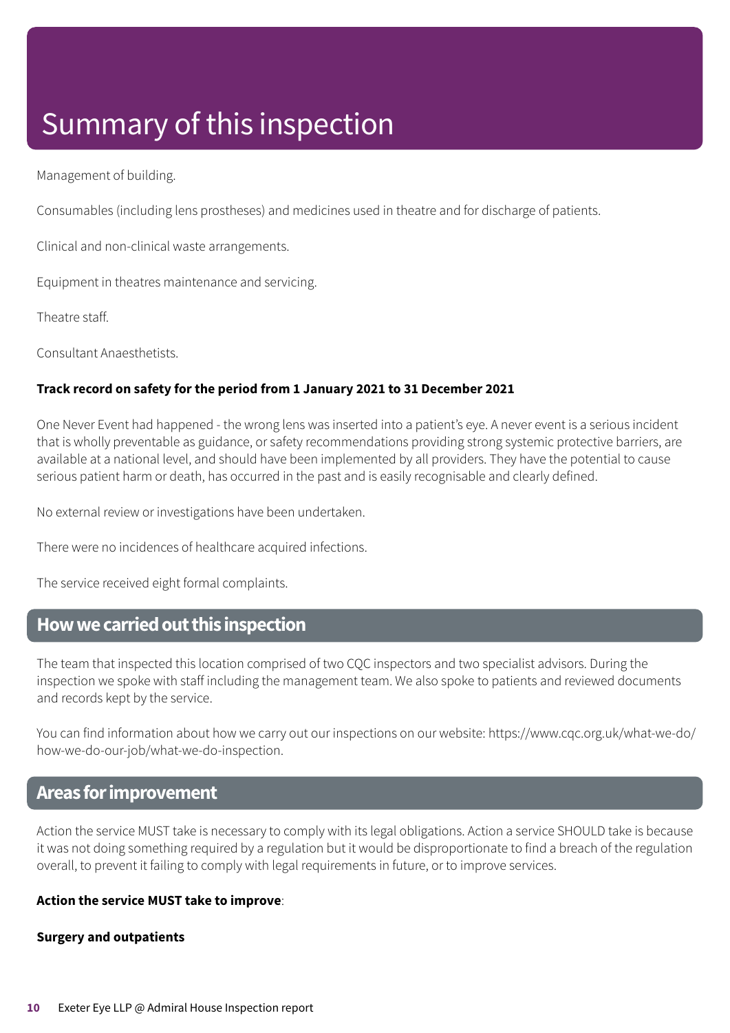# Summary of this inspection

Management of building.

Consumables (including lens prostheses) and medicines used in theatre and for discharge of patients.

Clinical and non-clinical waste arrangements.

Equipment in theatres maintenance and servicing.

Theatre staff.

Consultant Anaesthetists.

**Track record on safety for the period from 1 January 2021 to 31 December 2021**

One Never Event had happened - the wrong lens was inserted into a patient's eye. A never event is a serious incident that is wholly preventable as guidance, or safety recommendations providing strong systemic protective barriers, are available at a national level, and should have been implemented by all providers. They have the potential to cause serious patient harm or death, has occurred in the past and is easily recognisable and clearly defined.

No external review or investigations have been undertaken.

There were no incidences of healthcare acquired infections.

The service received eight formal complaints.

## How we carried out this inspection

The team that inspected this location comprised of two CQC inspectors and two specialist advisors. During the inspection we spoke with staff including the management team. We also spoke to patients and reviewed documents and records kept by the service.

You can find information about how we carry out our inspections on our website: https://www.cqc.org.uk/what-we-do/how-we-do-our-job/what-we-do-inspection.

## Areas for improvement

Action the service MUST take is necessary to comply with its legal obligations. Action a service SHOULD take is because it was not doing something required by a regulation but it would be disproportionate to find a breach of the regulation overall, to prevent it failing to comply with legal requirements in future, or to improve services.

**Action the service MUST take to improve**:

**Surgery and outpatients**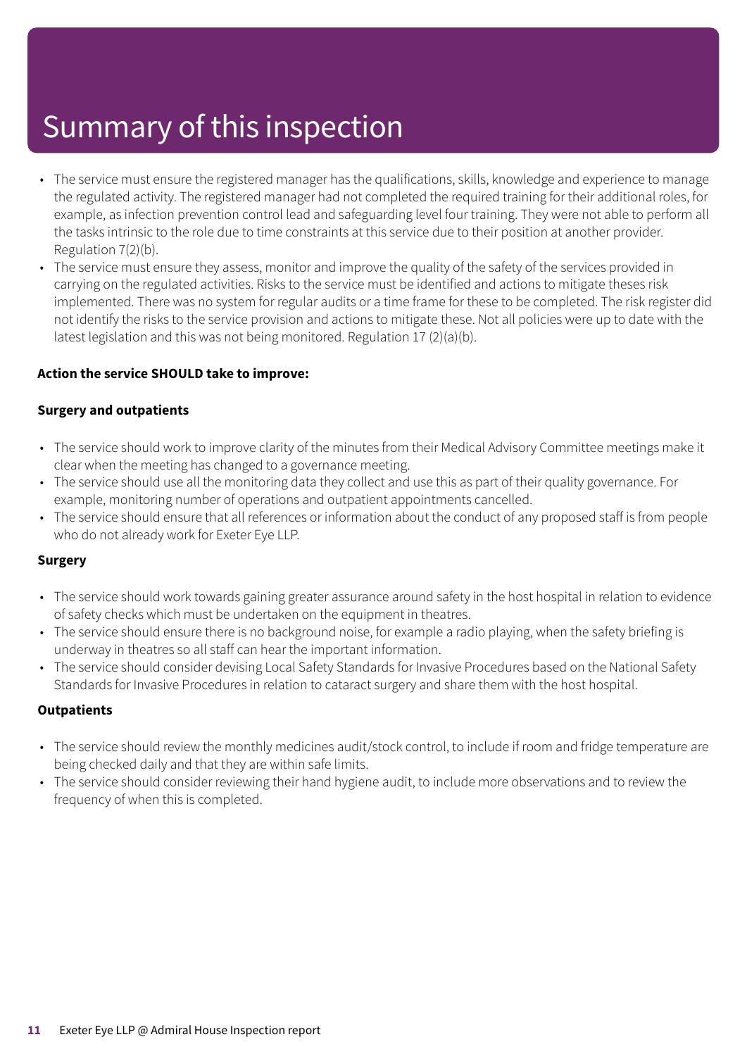# Summary of this inspection

- The service must ensure the registered manager has the qualifications, skills, knowledge and experience to manage the regulated activity. The registered manager had not completed the required training for their additional roles, for example, as infection prevention control lead and safeguarding level four training. They were not able to perform all the tasks intrinsic to the role due to time constraints at this service due to their position at another provider. Regulation 7(2)(b).
- The service must ensure they assess, monitor and improve the quality of the safety of the services provided in carrying on the regulated activities. Risks to the service must be identified and actions to mitigate theses risk implemented. There was no system for regular audits or a time frame for these to be completed. The risk register did not identify the risks to the service provision and actions to mitigate these. Not all policies were up to date with the latest legislation and this was not being monitored. Regulation 17 (2)(a)(b).

**Action the service SHOULD take to improve:**

**Surgery and outpatients**

- The service should work to improve clarity of the minutes from their Medical Advisory Committee meetings make it clear when the meeting has changed to a governance meeting.
- The service should use all the monitoring data they collect and use this as part of their quality governance. For example, monitoring number of operations and outpatient appointments cancelled.
- The service should ensure that all references or information about the conduct of any proposed staff is from people who do not already work for Exeter Eye LLP.

**Surgery**

- The service should work towards gaining greater assurance around safety in the host hospital in relation to evidence of safety checks which must be undertaken on the equipment in theatres.
- The service should ensure there is no background noise, for example a radio playing, when the safety briefing is underway in theatres so all staff can hear the important information.
- The service should consider devising Local Safety Standards for Invasive Procedures based on the National Safety Standards for Invasive Procedures in relation to cataract surgery and share them with the host hospital.

**Outpatients**

- The service should review the monthly medicines audit/stock control, to include if room and fridge temperature are being checked daily and that they are within safe limits.
- The service should consider reviewing their hand hygiene audit, to include more observations and to review the frequency of when this is completed.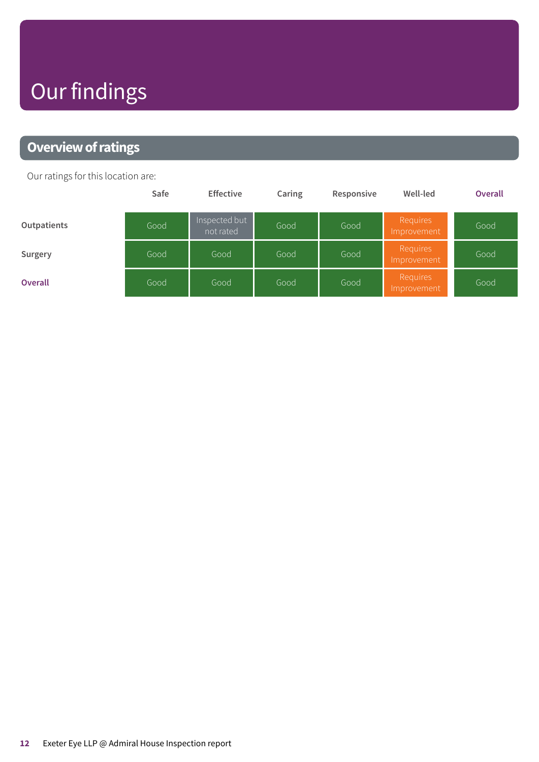# Our findings

## Overview of ratings

Our ratings for this location are:

| | Safe | Effective | Caring | Responsive | Well-led | Overall |
|---|---|---|---|---|---|---|
| Outpatients | Good | Inspected but not rated | Good | Good | Requires Improvement | Good |
| Surgery | Good | Good | Good | Good | Requires Improvement | Good |
| Overall | Good | Good | Good | Good | Requires Improvement | Good |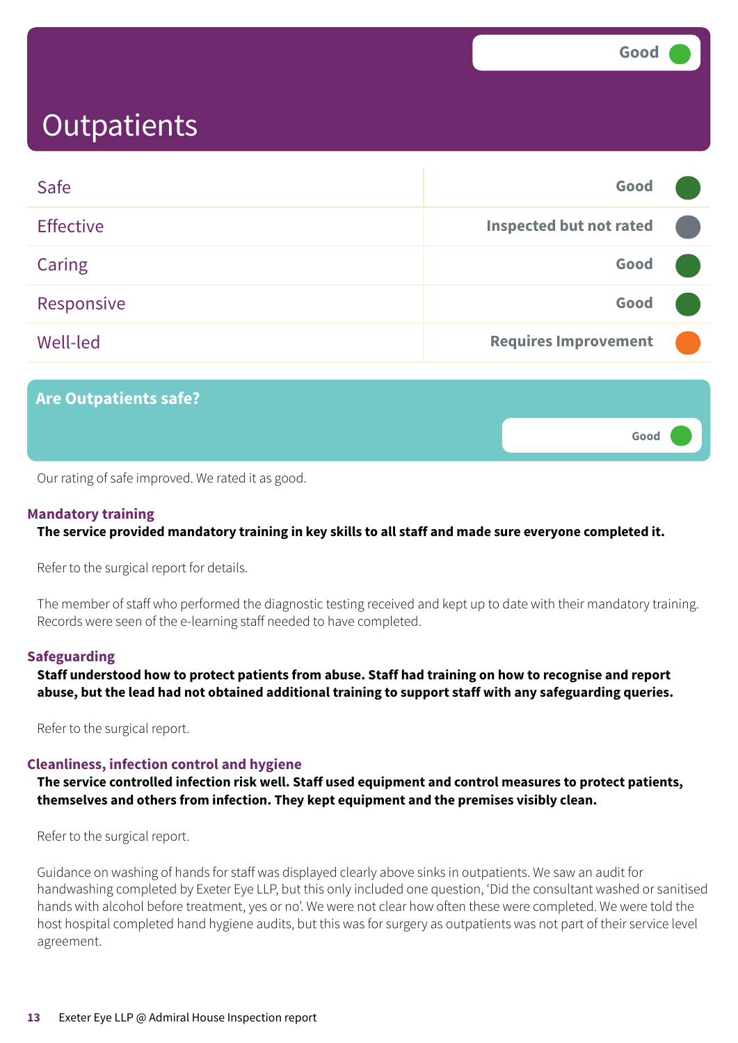Good

# Outpatients

| | |
|---|---|
| Safe | Good |
| Effective | Inspected but not rated |
| Caring | Good |
| Responsive | Good |
| Well-led | Requires Improvement |

## Are Outpatients safe?

Good

Our rating of safe improved. We rated it as good.

### Mandatory training

**The service provided mandatory training in key skills to all staff and made sure everyone completed it.**

Refer to the surgical report for details.

The member of staff who performed the diagnostic testing received and kept up to date with their mandatory training. Records were seen of the e-learning staff needed to have completed.

### Safeguarding

**Staff understood how to protect patients from abuse. Staff had training on how to recognise and report abuse, but the lead had not obtained additional training to support staff with any safeguarding queries.**

Refer to the surgical report.

### Cleanliness, infection control and hygiene

**The service controlled infection risk well. Staff used equipment and control measures to protect patients, themselves and others from infection. They kept equipment and the premises visibly clean.**

Refer to the surgical report.

Guidance on washing of hands for staff was displayed clearly above sinks in outpatients. We saw an audit for handwashing completed by Exeter Eye LLP, but this only included one question, 'Did the consultant washed or sanitised hands with alcohol before treatment, yes or no'. We were not clear how often these were completed. We were told the host hospital completed hand hygiene audits, but this was for surgery as outpatients was not part of their service level agreement.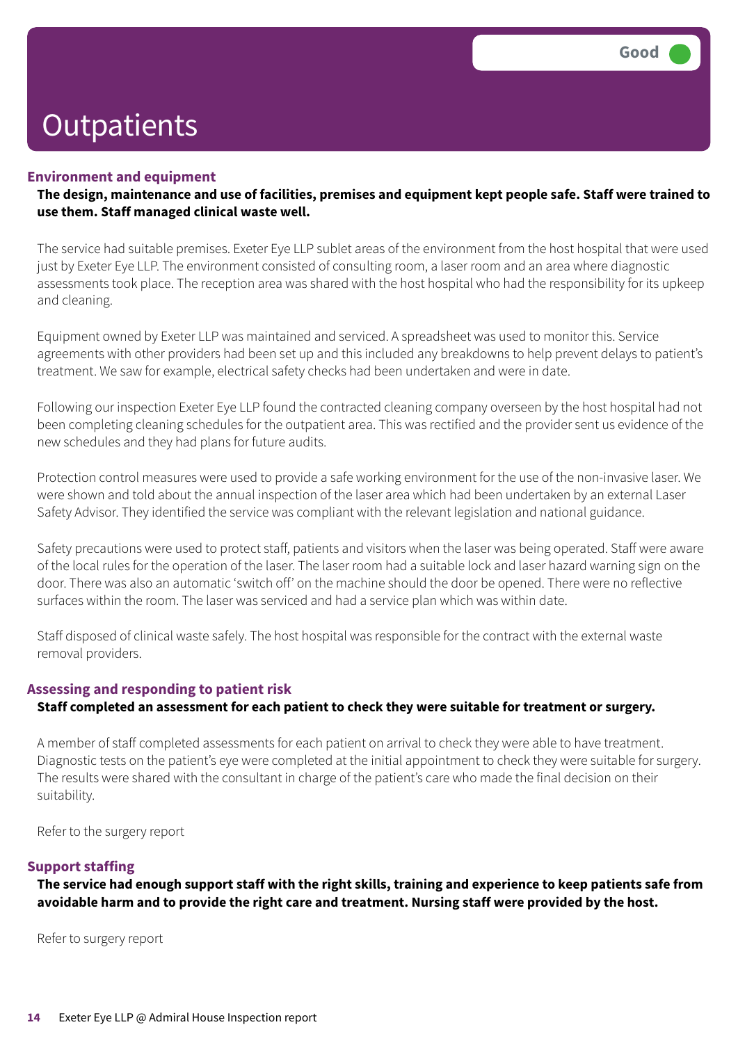# Outpatients

Good

### Environment and equipment

**The design, maintenance and use of facilities, premises and equipment kept people safe. Staff were trained to use them. Staff managed clinical waste well.**

The service had suitable premises. Exeter Eye LLP sublet areas of the environment from the host hospital that were used just by Exeter Eye LLP. The environment consisted of consulting room, a laser room and an area where diagnostic assessments took place. The reception area was shared with the host hospital who had the responsibility for its upkeep and cleaning.

Equipment owned by Exeter LLP was maintained and serviced. A spreadsheet was used to monitor this. Service agreements with other providers had been set up and this included any breakdowns to help prevent delays to patient's treatment. We saw for example, electrical safety checks had been undertaken and were in date.

Following our inspection Exeter Eye LLP found the contracted cleaning company overseen by the host hospital had not been completing cleaning schedules for the outpatient area. This was rectified and the provider sent us evidence of the new schedules and they had plans for future audits.

Protection control measures were used to provide a safe working environment for the use of the non-invasive laser. We were shown and told about the annual inspection of the laser area which had been undertaken by an external Laser Safety Advisor. They identified the service was compliant with the relevant legislation and national guidance.

Safety precautions were used to protect staff, patients and visitors when the laser was being operated. Staff were aware of the local rules for the operation of the laser. The laser room had a suitable lock and laser hazard warning sign on the door. There was also an automatic 'switch off' on the machine should the door be opened. There were no reflective surfaces within the room. The laser was serviced and had a service plan which was within date.

Staff disposed of clinical waste safely. The host hospital was responsible for the contract with the external waste removal providers.

### Assessing and responding to patient risk

**Staff completed an assessment for each patient to check they were suitable for treatment or surgery.**

A member of staff completed assessments for each patient on arrival to check they were able to have treatment. Diagnostic tests on the patient's eye were completed at the initial appointment to check they were suitable for surgery. The results were shared with the consultant in charge of the patient's care who made the final decision on their suitability.

Refer to the surgery report

### Support staffing

**The service had enough support staff with the right skills, training and experience to keep patients safe from avoidable harm and to provide the right care and treatment. Nursing staff were provided by the host.**

Refer to surgery report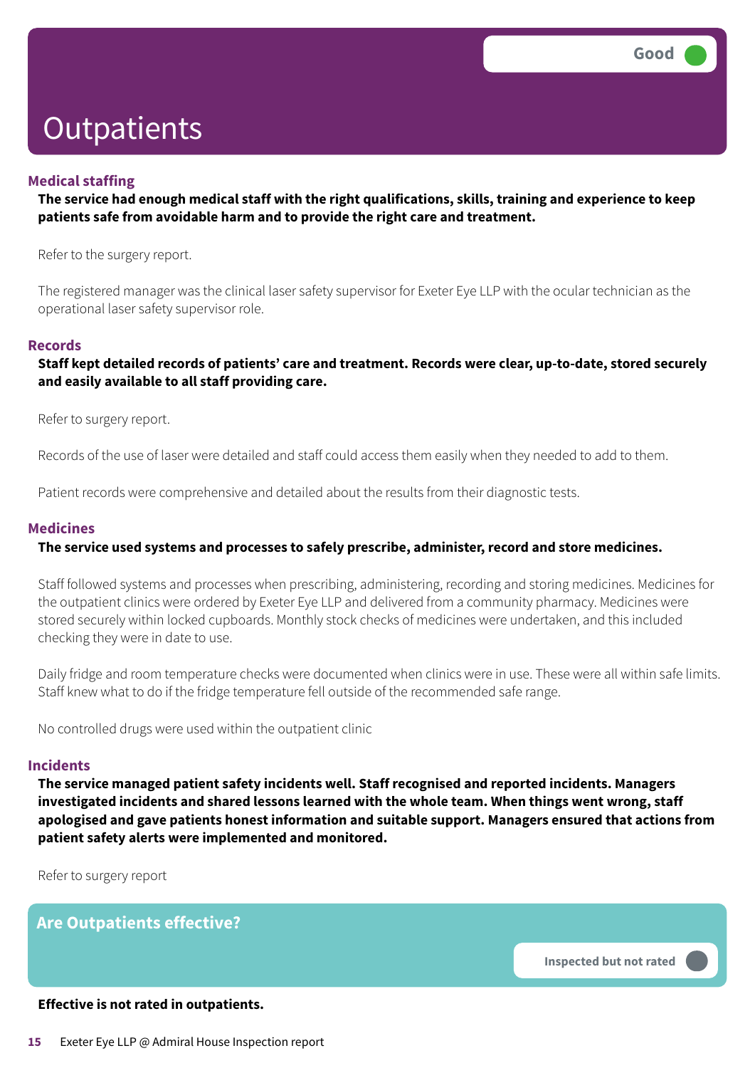Good

# Outpatients

### Medical staffing

**The service had enough medical staff with the right qualifications, skills, training and experience to keep patients safe from avoidable harm and to provide the right care and treatment.**

Refer to the surgery report.

The registered manager was the clinical laser safety supervisor for Exeter Eye LLP with the ocular technician as the operational laser safety supervisor role.

### Records

**Staff kept detailed records of patients' care and treatment. Records were clear, up-to-date, stored securely and easily available to all staff providing care.**

Refer to surgery report.

Records of the use of laser were detailed and staff could access them easily when they needed to add to them.

Patient records were comprehensive and detailed about the results from their diagnostic tests.

### Medicines

**The service used systems and processes to safely prescribe, administer, record and store medicines.**

Staff followed systems and processes when prescribing, administering, recording and storing medicines. Medicines for the outpatient clinics were ordered by Exeter Eye LLP and delivered from a community pharmacy. Medicines were stored securely within locked cupboards. Monthly stock checks of medicines were undertaken, and this included checking they were in date to use.

Daily fridge and room temperature checks were documented when clinics were in use. These were all within safe limits. Staff knew what to do if the fridge temperature fell outside of the recommended safe range.

No controlled drugs were used within the outpatient clinic

### Incidents

**The service managed patient safety incidents well. Staff recognised and reported incidents. Managers investigated incidents and shared lessons learned with the whole team. When things went wrong, staff apologised and gave patients honest information and suitable support. Managers ensured that actions from patient safety alerts were implemented and monitored.**

Refer to surgery report

## Are Outpatients effective?

Inspected but not rated

**Effective is not rated in outpatients.**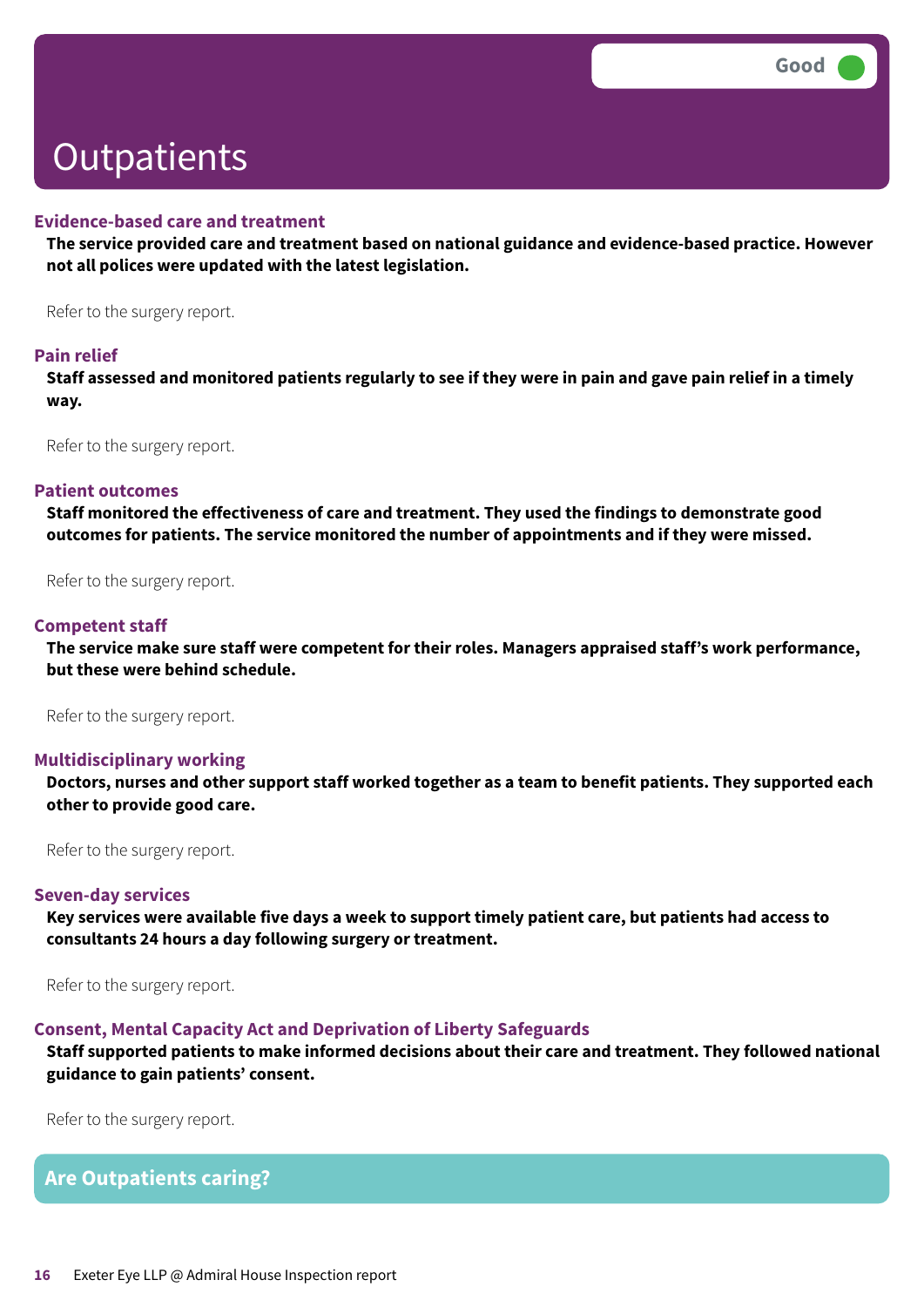# Outpatients

Good

### Evidence-based care and treatment

**The service provided care and treatment based on national guidance and evidence-based practice. However not all polices were updated with the latest legislation.**

Refer to the surgery report.

### Pain relief

**Staff assessed and monitored patients regularly to see if they were in pain and gave pain relief in a timely way.**

Refer to the surgery report.

### Patient outcomes

**Staff monitored the effectiveness of care and treatment. They used the findings to demonstrate good outcomes for patients. The service monitored the number of appointments and if they were missed.**

Refer to the surgery report.

### Competent staff

**The service make sure staff were competent for their roles. Managers appraised staff's work performance, but these were behind schedule.**

Refer to the surgery report.

### Multidisciplinary working

**Doctors, nurses and other support staff worked together as a team to benefit patients. They supported each other to provide good care.**

Refer to the surgery report.

### Seven-day services

**Key services were available five days a week to support timely patient care, but patients had access to consultants 24 hours a day following surgery or treatment.**

Refer to the surgery report.

### Consent, Mental Capacity Act and Deprivation of Liberty Safeguards

**Staff supported patients to make informed decisions about their care and treatment. They followed national guidance to gain patients' consent.**

Refer to the surgery report.

## Are Outpatients caring?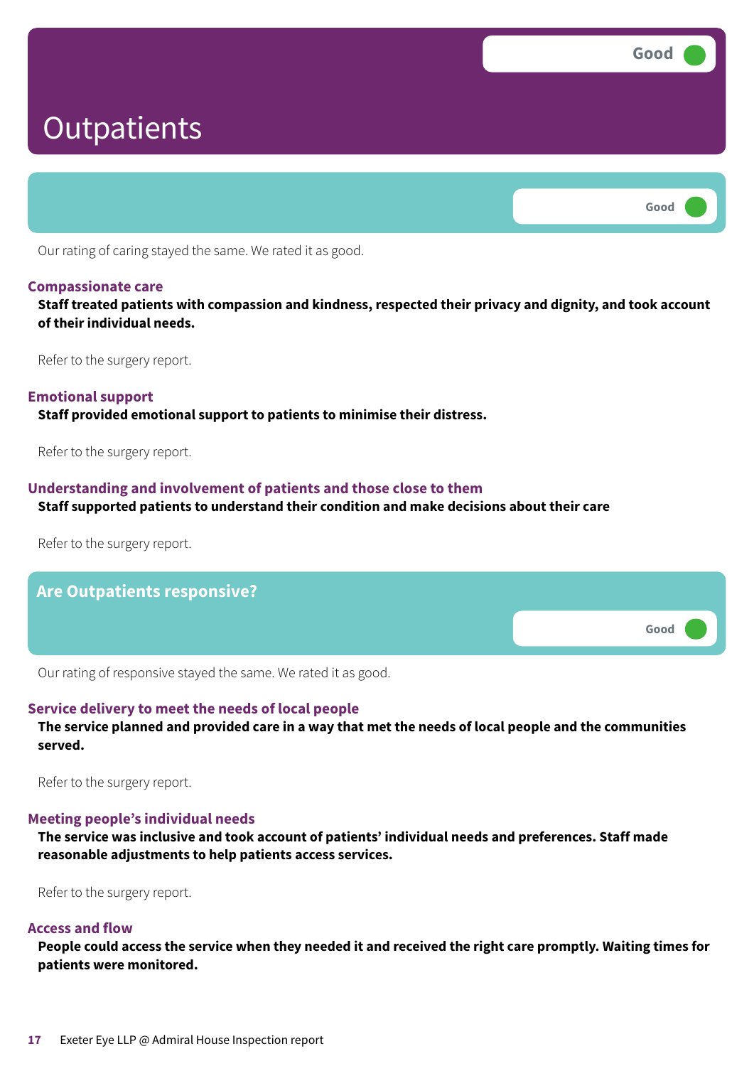# Outpatients

Good

Good

Our rating of caring stayed the same. We rated it as good.

### Compassionate care

**Staff treated patients with compassion and kindness, respected their privacy and dignity, and took account of their individual needs.**

Refer to the surgery report.

### Emotional support

**Staff provided emotional support to patients to minimise their distress.**

Refer to the surgery report.

### Understanding and involvement of patients and those close to them

**Staff supported patients to understand their condition and make decisions about their care**

Refer to the surgery report.

## Are Outpatients responsive?

Good

Our rating of responsive stayed the same. We rated it as good.

### Service delivery to meet the needs of local people

**The service planned and provided care in a way that met the needs of local people and the communities served.**

Refer to the surgery report.

### Meeting people's individual needs

**The service was inclusive and took account of patients' individual needs and preferences. Staff made reasonable adjustments to help patients access services.**

Refer to the surgery report.

### Access and flow

**People could access the service when they needed it and received the right care promptly. Waiting times for patients were monitored.**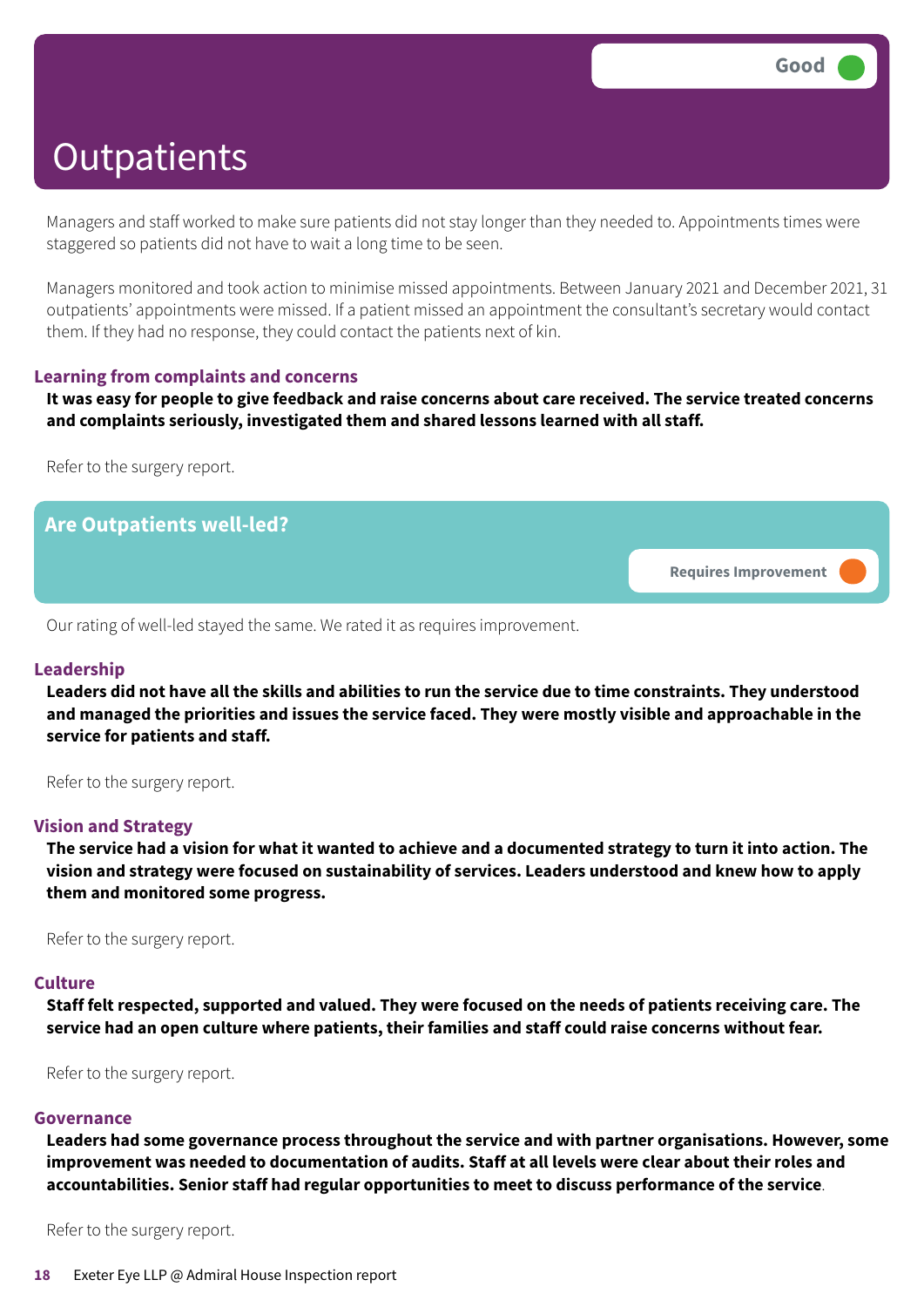# Outpatients

Good

Managers and staff worked to make sure patients did not stay longer than they needed to. Appointments times were staggered so patients did not have to wait a long time to be seen.

Managers monitored and took action to minimise missed appointments. Between January 2021 and December 2021, 31 outpatients' appointments were missed. If a patient missed an appointment the consultant's secretary would contact them. If they had no response, they could contact the patients next of kin.

### Learning from complaints and concerns

**It was easy for people to give feedback and raise concerns about care received. The service treated concerns and complaints seriously, investigated them and shared lessons learned with all staff.**

Refer to the surgery report.

## Are Outpatients well-led?

Requires Improvement

Our rating of well-led stayed the same. We rated it as requires improvement.

### Leadership

**Leaders did not have all the skills and abilities to run the service due to time constraints. They understood and managed the priorities and issues the service faced. They were mostly visible and approachable in the service for patients and staff.**

Refer to the surgery report.

### Vision and Strategy

**The service had a vision for what it wanted to achieve and a documented strategy to turn it into action. The vision and strategy were focused on sustainability of services. Leaders understood and knew how to apply them and monitored some progress.**

Refer to the surgery report.

### Culture

**Staff felt respected, supported and valued. They were focused on the needs of patients receiving care. The service had an open culture where patients, their families and staff could raise concerns without fear.**

Refer to the surgery report.

### Governance

**Leaders had some governance process throughout the service and with partner organisations. However, some improvement was needed to documentation of audits. Staff at all levels were clear about their roles and accountabilities. Senior staff had regular opportunities to meet to discuss performance of the service**.

Refer to the surgery report.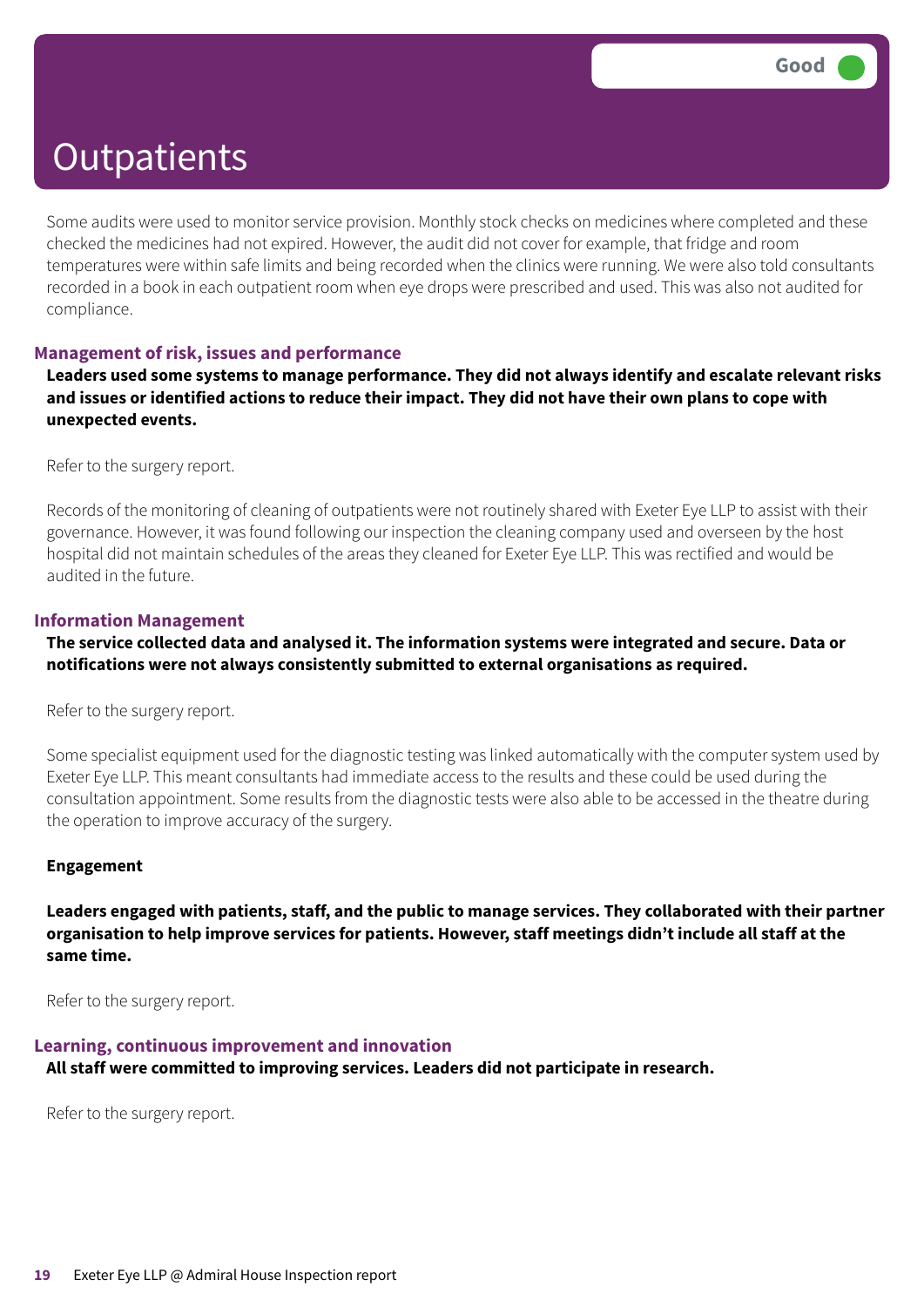# Outpatients

Good

Some audits were used to monitor service provision. Monthly stock checks on medicines where completed and these checked the medicines had not expired. However, the audit did not cover for example, that fridge and room temperatures were within safe limits and being recorded when the clinics were running. We were also told consultants recorded in a book in each outpatient room when eye drops were prescribed and used. This was also not audited for compliance.

### Management of risk, issues and performance

**Leaders used some systems to manage performance. They did not always identify and escalate relevant risks and issues or identified actions to reduce their impact. They did not have their own plans to cope with unexpected events.**

Refer to the surgery report.

Records of the monitoring of cleaning of outpatients were not routinely shared with Exeter Eye LLP to assist with their governance. However, it was found following our inspection the cleaning company used and overseen by the host hospital did not maintain schedules of the areas they cleaned for Exeter Eye LLP. This was rectified and would be audited in the future.

### Information Management

**The service collected data and analysed it. The information systems were integrated and secure. Data or notifications were not always consistently submitted to external organisations as required.**

Refer to the surgery report.

Some specialist equipment used for the diagnostic testing was linked automatically with the computer system used by Exeter Eye LLP. This meant consultants had immediate access to the results and these could be used during the consultation appointment. Some results from the diagnostic tests were also able to be accessed in the theatre during the operation to improve accuracy of the surgery.

**Engagement**

**Leaders engaged with patients, staff, and the public to manage services. They collaborated with their partner organisation to help improve services for patients. However, staff meetings didn't include all staff at the same time.**

Refer to the surgery report.

### Learning, continuous improvement and innovation

**All staff were committed to improving services. Leaders did not participate in research.**

Refer to the surgery report.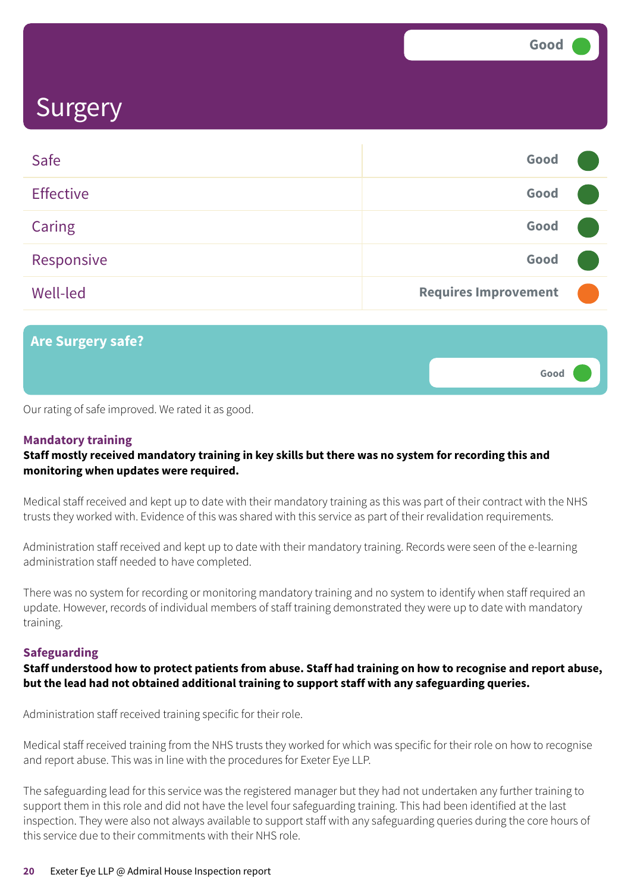# Surgery

Good

| | |
|---|---|
| Safe | Good |
| Effective | Good |
| Caring | Good |
| Responsive | Good |
| Well-led | Requires Improvement |

## Are Surgery safe?

Good

Our rating of safe improved. We rated it as good.

### Mandatory training

**Staff mostly received mandatory training in key skills but there was no system for recording this and monitoring when updates were required.**

Medical staff received and kept up to date with their mandatory training as this was part of their contract with the NHS trusts they worked with. Evidence of this was shared with this service as part of their revalidation requirements.

Administration staff received and kept up to date with their mandatory training. Records were seen of the e-learning administration staff needed to have completed.

There was no system for recording or monitoring mandatory training and no system to identify when staff required an update. However, records of individual members of staff training demonstrated they were up to date with mandatory training.

### Safeguarding

**Staff understood how to protect patients from abuse. Staff had training on how to recognise and report abuse, but the lead had not obtained additional training to support staff with any safeguarding queries.**

Administration staff received training specific for their role.

Medical staff received training from the NHS trusts they worked for which was specific for their role on how to recognise and report abuse. This was in line with the procedures for Exeter Eye LLP.

The safeguarding lead for this service was the registered manager but they had not undertaken any further training to support them in this role and did not have the level four safeguarding training. This had been identified at the last inspection. They were also not always available to support staff with any safeguarding queries during the core hours of this service due to their commitments with their NHS role.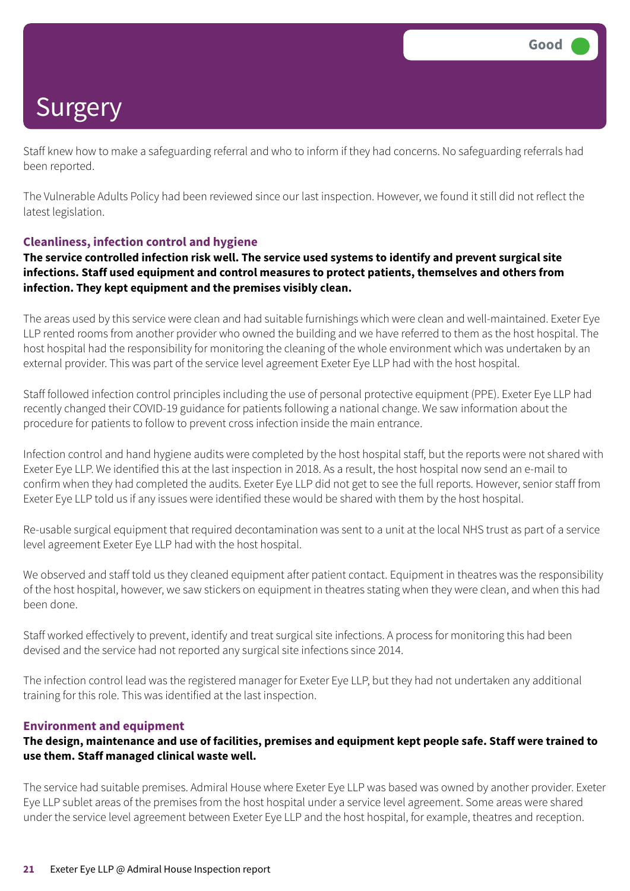# Surgery

Good

Staff knew how to make a safeguarding referral and who to inform if they had concerns. No safeguarding referrals had been reported.

The Vulnerable Adults Policy had been reviewed since our last inspection. However, we found it still did not reflect the latest legislation.

### Cleanliness, infection control and hygiene

**The service controlled infection risk well. The service used systems to identify and prevent surgical site infections. Staff used equipment and control measures to protect patients, themselves and others from infection. They kept equipment and the premises visibly clean.**

The areas used by this service were clean and had suitable furnishings which were clean and well-maintained. Exeter Eye LLP rented rooms from another provider who owned the building and we have referred to them as the host hospital. The host hospital had the responsibility for monitoring the cleaning of the whole environment which was undertaken by an external provider. This was part of the service level agreement Exeter Eye LLP had with the host hospital.

Staff followed infection control principles including the use of personal protective equipment (PPE). Exeter Eye LLP had recently changed their COVID-19 guidance for patients following a national change. We saw information about the procedure for patients to follow to prevent cross infection inside the main entrance.

Infection control and hand hygiene audits were completed by the host hospital staff, but the reports were not shared with Exeter Eye LLP. We identified this at the last inspection in 2018. As a result, the host hospital now send an e-mail to confirm when they had completed the audits. Exeter Eye LLP did not get to see the full reports. However, senior staff from Exeter Eye LLP told us if any issues were identified these would be shared with them by the host hospital.

Re-usable surgical equipment that required decontamination was sent to a unit at the local NHS trust as part of a service level agreement Exeter Eye LLP had with the host hospital.

We observed and staff told us they cleaned equipment after patient contact. Equipment in theatres was the responsibility of the host hospital, however, we saw stickers on equipment in theatres stating when they were clean, and when this had been done.

Staff worked effectively to prevent, identify and treat surgical site infections. A process for monitoring this had been devised and the service had not reported any surgical site infections since 2014.

The infection control lead was the registered manager for Exeter Eye LLP, but they had not undertaken any additional training for this role. This was identified at the last inspection.

### Environment and equipment

**The design, maintenance and use of facilities, premises and equipment kept people safe. Staff were trained to use them. Staff managed clinical waste well.**

The service had suitable premises. Admiral House where Exeter Eye LLP was based was owned by another provider. Exeter Eye LLP sublet areas of the premises from the host hospital under a service level agreement. Some areas were shared under the service level agreement between Exeter Eye LLP and the host hospital, for example, theatres and reception.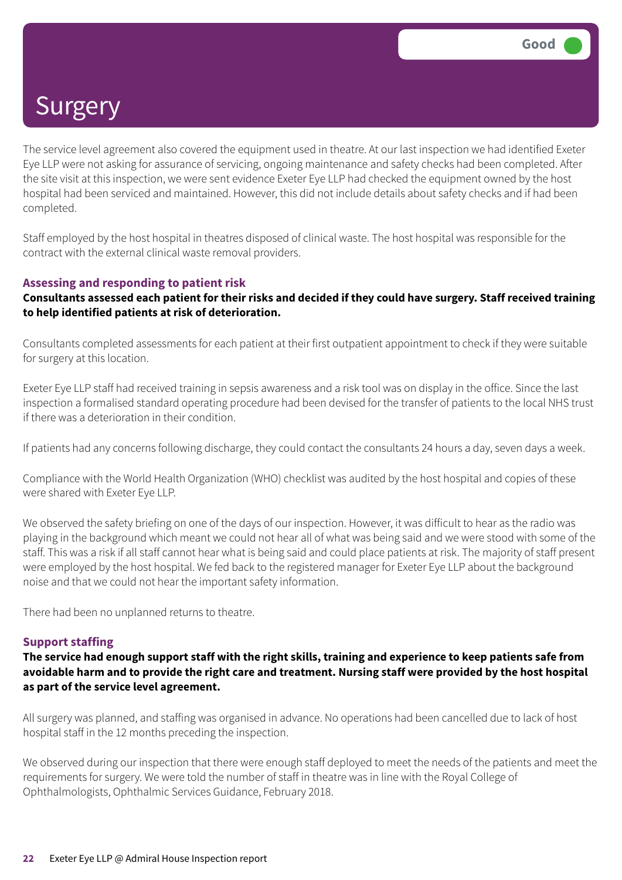# Surgery

Good

The service level agreement also covered the equipment used in theatre. At our last inspection we had identified Exeter Eye LLP were not asking for assurance of servicing, ongoing maintenance and safety checks had been completed. After the site visit at this inspection, we were sent evidence Exeter Eye LLP had checked the equipment owned by the host hospital had been serviced and maintained. However, this did not include details about safety checks and if had been completed.

Staff employed by the host hospital in theatres disposed of clinical waste. The host hospital was responsible for the contract with the external clinical waste removal providers.

### Assessing and responding to patient risk

**Consultants assessed each patient for their risks and decided if they could have surgery. Staff received training to help identified patients at risk of deterioration.**

Consultants completed assessments for each patient at their first outpatient appointment to check if they were suitable for surgery at this location.

Exeter Eye LLP staff had received training in sepsis awareness and a risk tool was on display in the office. Since the last inspection a formalised standard operating procedure had been devised for the transfer of patients to the local NHS trust if there was a deterioration in their condition.

If patients had any concerns following discharge, they could contact the consultants 24 hours a day, seven days a week.

Compliance with the World Health Organization (WHO) checklist was audited by the host hospital and copies of these were shared with Exeter Eye LLP.

We observed the safety briefing on one of the days of our inspection. However, it was difficult to hear as the radio was playing in the background which meant we could not hear all of what was being said and we were stood with some of the staff. This was a risk if all staff cannot hear what is being said and could place patients at risk. The majority of staff present were employed by the host hospital. We fed back to the registered manager for Exeter Eye LLP about the background noise and that we could not hear the important safety information.

There had been no unplanned returns to theatre.

### Support staffing

**The service had enough support staff with the right skills, training and experience to keep patients safe from avoidable harm and to provide the right care and treatment. Nursing staff were provided by the host hospital as part of the service level agreement.**

All surgery was planned, and staffing was organised in advance. No operations had been cancelled due to lack of host hospital staff in the 12 months preceding the inspection.

We observed during our inspection that there were enough staff deployed to meet the needs of the patients and meet the requirements for surgery. We were told the number of staff in theatre was in line with the Royal College of Ophthalmologists, Ophthalmic Services Guidance, February 2018.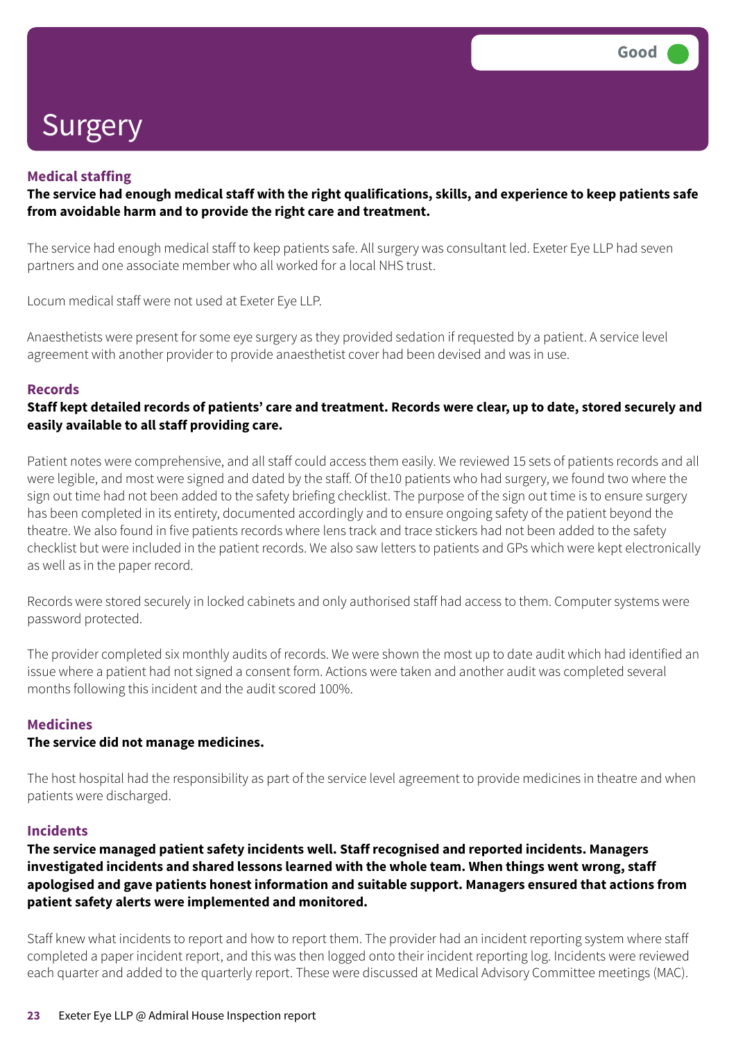# Surgery

Good

### Medical staffing

**The service had enough medical staff with the right qualifications, skills, and experience to keep patients safe from avoidable harm and to provide the right care and treatment.**

The service had enough medical staff to keep patients safe. All surgery was consultant led. Exeter Eye LLP had seven partners and one associate member who all worked for a local NHS trust.

Locum medical staff were not used at Exeter Eye LLP.

Anaesthetists were present for some eye surgery as they provided sedation if requested by a patient. A service level agreement with another provider to provide anaesthetist cover had been devised and was in use.

### Records

**Staff kept detailed records of patients' care and treatment. Records were clear, up to date, stored securely and easily available to all staff providing care.**

Patient notes were comprehensive, and all staff could access them easily. We reviewed 15 sets of patients records and all were legible, and most were signed and dated by the staff. Of the10 patients who had surgery, we found two where the sign out time had not been added to the safety briefing checklist. The purpose of the sign out time is to ensure surgery has been completed in its entirety, documented accordingly and to ensure ongoing safety of the patient beyond the theatre. We also found in five patients records where lens track and trace stickers had not been added to the safety checklist but were included in the patient records. We also saw letters to patients and GPs which were kept electronically as well as in the paper record.

Records were stored securely in locked cabinets and only authorised staff had access to them. Computer systems were password protected.

The provider completed six monthly audits of records. We were shown the most up to date audit which had identified an issue where a patient had not signed a consent form. Actions were taken and another audit was completed several months following this incident and the audit scored 100%.

### Medicines

**The service did not manage medicines.**

The host hospital had the responsibility as part of the service level agreement to provide medicines in theatre and when patients were discharged.

### Incidents

**The service managed patient safety incidents well. Staff recognised and reported incidents. Managers investigated incidents and shared lessons learned with the whole team. When things went wrong, staff apologised and gave patients honest information and suitable support. Managers ensured that actions from patient safety alerts were implemented and monitored.**

Staff knew what incidents to report and how to report them. The provider had an incident reporting system where staff completed a paper incident report, and this was then logged onto their incident reporting log. Incidents were reviewed each quarter and added to the quarterly report. These were discussed at Medical Advisory Committee meetings (MAC).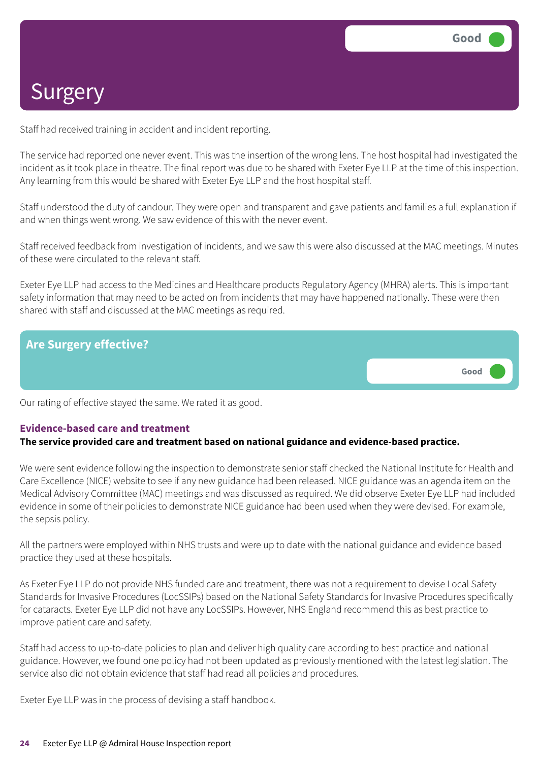# Surgery

Good

Staff had received training in accident and incident reporting.

The service had reported one never event. This was the insertion of the wrong lens. The host hospital had investigated the incident as it took place in theatre. The final report was due to be shared with Exeter Eye LLP at the time of this inspection. Any learning from this would be shared with Exeter Eye LLP and the host hospital staff.

Staff understood the duty of candour. They were open and transparent and gave patients and families a full explanation if and when things went wrong. We saw evidence of this with the never event.

Staff received feedback from investigation of incidents, and we saw this were also discussed at the MAC meetings. Minutes of these were circulated to the relevant staff.

Exeter Eye LLP had access to the Medicines and Healthcare products Regulatory Agency (MHRA) alerts. This is important safety information that may need to be acted on from incidents that may have happened nationally. These were then shared with staff and discussed at the MAC meetings as required.

## Are Surgery effective?

Good

Our rating of effective stayed the same. We rated it as good.

### Evidence-based care and treatment

**The service provided care and treatment based on national guidance and evidence-based practice.**

We were sent evidence following the inspection to demonstrate senior staff checked the National Institute for Health and Care Excellence (NICE) website to see if any new guidance had been released. NICE guidance was an agenda item on the Medical Advisory Committee (MAC) meetings and was discussed as required. We did observe Exeter Eye LLP had included evidence in some of their policies to demonstrate NICE guidance had been used when they were devised. For example, the sepsis policy.

All the partners were employed within NHS trusts and were up to date with the national guidance and evidence based practice they used at these hospitals.

As Exeter Eye LLP do not provide NHS funded care and treatment, there was not a requirement to devise Local Safety Standards for Invasive Procedures (LocSSIPs) based on the National Safety Standards for Invasive Procedures specifically for cataracts. Exeter Eye LLP did not have any LocSSIPs. However, NHS England recommend this as best practice to improve patient care and safety.

Staff had access to up-to-date policies to plan and deliver high quality care according to best practice and national guidance. However, we found one policy had not been updated as previously mentioned with the latest legislation. The service also did not obtain evidence that staff had read all policies and procedures.

Exeter Eye LLP was in the process of devising a staff handbook.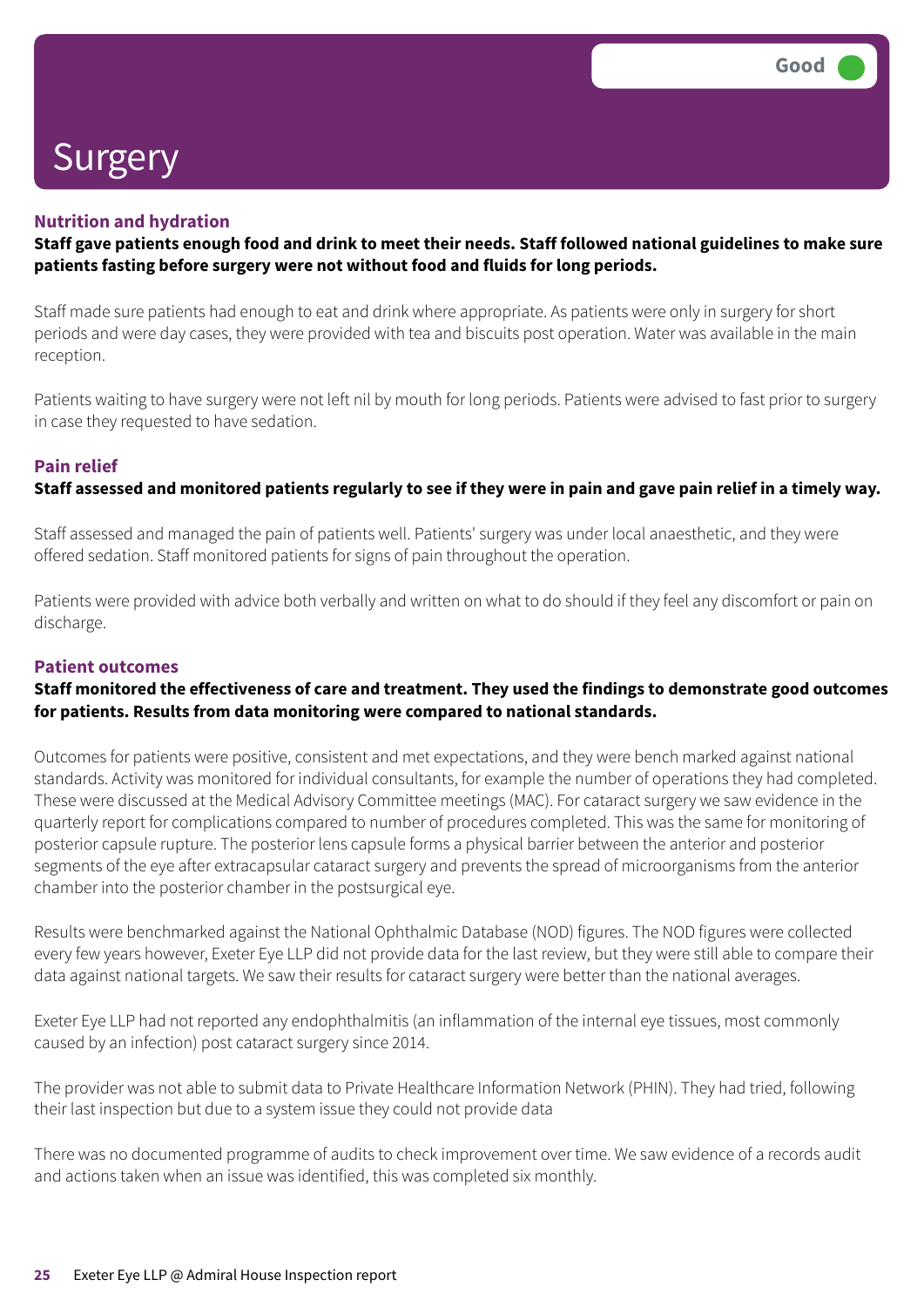# Surgery

Good

### Nutrition and hydration

**Staff gave patients enough food and drink to meet their needs. Staff followed national guidelines to make sure patients fasting before surgery were not without food and fluids for long periods.**

Staff made sure patients had enough to eat and drink where appropriate. As patients were only in surgery for short periods and were day cases, they were provided with tea and biscuits post operation. Water was available in the main reception.

Patients waiting to have surgery were not left nil by mouth for long periods. Patients were advised to fast prior to surgery in case they requested to have sedation.

### Pain relief

**Staff assessed and monitored patients regularly to see if they were in pain and gave pain relief in a timely way.**

Staff assessed and managed the pain of patients well. Patients' surgery was under local anaesthetic, and they were offered sedation. Staff monitored patients for signs of pain throughout the operation.

Patients were provided with advice both verbally and written on what to do should if they feel any discomfort or pain on discharge.

### Patient outcomes

**Staff monitored the effectiveness of care and treatment. They used the findings to demonstrate good outcomes for patients. Results from data monitoring were compared to national standards.**

Outcomes for patients were positive, consistent and met expectations, and they were bench marked against national standards. Activity was monitored for individual consultants, for example the number of operations they had completed. These were discussed at the Medical Advisory Committee meetings (MAC). For cataract surgery we saw evidence in the quarterly report for complications compared to number of procedures completed. This was the same for monitoring of posterior capsule rupture. The posterior lens capsule forms a physical barrier between the anterior and posterior segments of the eye after extracapsular cataract surgery and prevents the spread of microorganisms from the anterior chamber into the posterior chamber in the postsurgical eye.

Results were benchmarked against the National Ophthalmic Database (NOD) figures. The NOD figures were collected every few years however, Exeter Eye LLP did not provide data for the last review, but they were still able to compare their data against national targets. We saw their results for cataract surgery were better than the national averages.

Exeter Eye LLP had not reported any endophthalmitis (an inflammation of the internal eye tissues, most commonly caused by an infection) post cataract surgery since 2014.

The provider was not able to submit data to Private Healthcare Information Network (PHIN). They had tried, following their last inspection but due to a system issue they could not provide data

There was no documented programme of audits to check improvement over time. We saw evidence of a records audit and actions taken when an issue was identified, this was completed six monthly.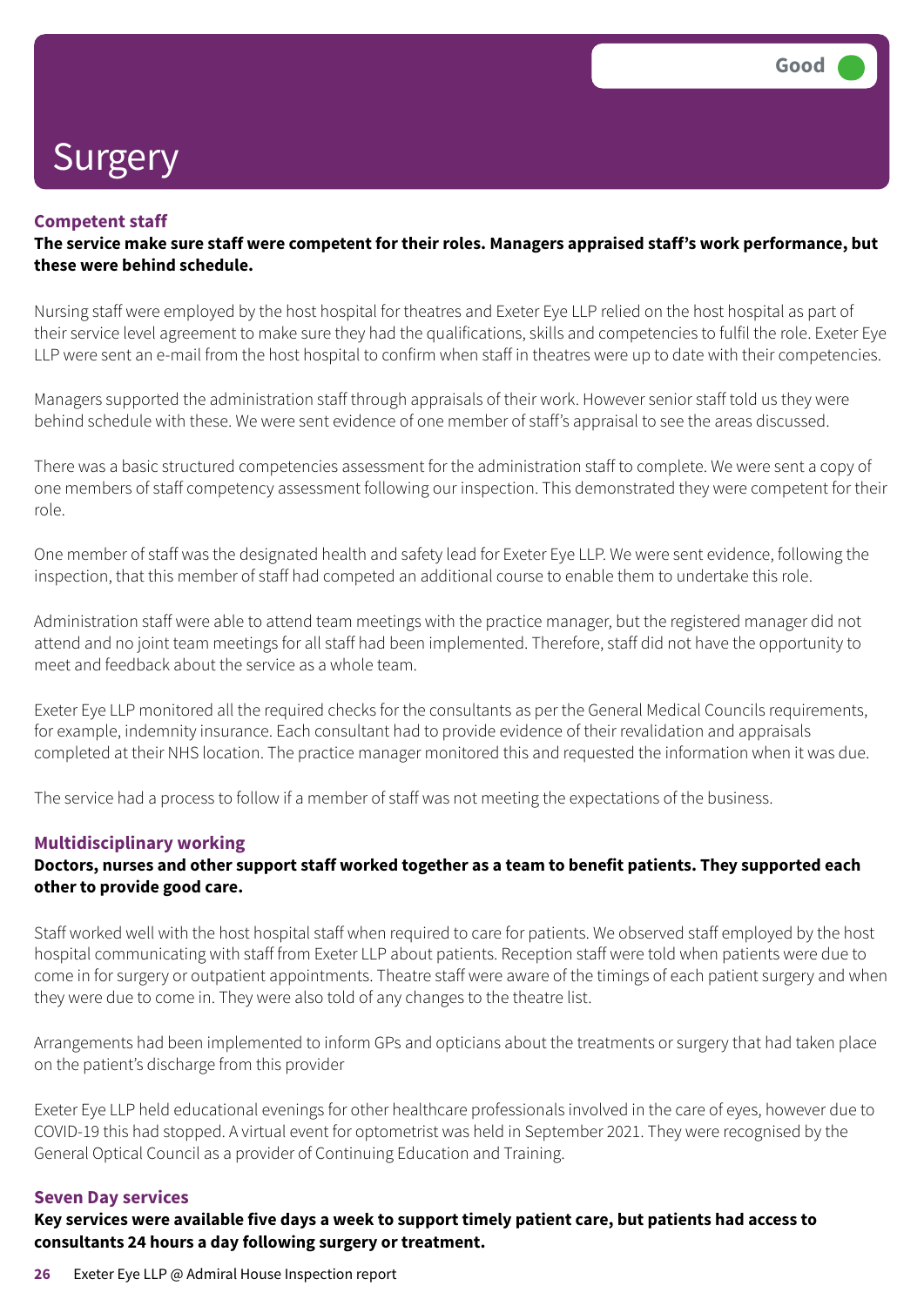# Surgery

Good

### Competent staff

**The service make sure staff were competent for their roles. Managers appraised staff's work performance, but these were behind schedule.**

Nursing staff were employed by the host hospital for theatres and Exeter Eye LLP relied on the host hospital as part of their service level agreement to make sure they had the qualifications, skills and competencies to fulfil the role. Exeter Eye LLP were sent an e-mail from the host hospital to confirm when staff in theatres were up to date with their competencies.

Managers supported the administration staff through appraisals of their work. However senior staff told us they were behind schedule with these. We were sent evidence of one member of staff's appraisal to see the areas discussed.

There was a basic structured competencies assessment for the administration staff to complete. We were sent a copy of one members of staff competency assessment following our inspection. This demonstrated they were competent for their role.

One member of staff was the designated health and safety lead for Exeter Eye LLP. We were sent evidence, following the inspection, that this member of staff had competed an additional course to enable them to undertake this role.

Administration staff were able to attend team meetings with the practice manager, but the registered manager did not attend and no joint team meetings for all staff had been implemented. Therefore, staff did not have the opportunity to meet and feedback about the service as a whole team.

Exeter Eye LLP monitored all the required checks for the consultants as per the General Medical Councils requirements, for example, indemnity insurance. Each consultant had to provide evidence of their revalidation and appraisals completed at their NHS location. The practice manager monitored this and requested the information when it was due.

The service had a process to follow if a member of staff was not meeting the expectations of the business.

### Multidisciplinary working

**Doctors, nurses and other support staff worked together as a team to benefit patients. They supported each other to provide good care.**

Staff worked well with the host hospital staff when required to care for patients. We observed staff employed by the host hospital communicating with staff from Exeter LLP about patients. Reception staff were told when patients were due to come in for surgery or outpatient appointments. Theatre staff were aware of the timings of each patient surgery and when they were due to come in. They were also told of any changes to the theatre list.

Arrangements had been implemented to inform GPs and opticians about the treatments or surgery that had taken place on the patient's discharge from this provider

Exeter Eye LLP held educational evenings for other healthcare professionals involved in the care of eyes, however due to COVID-19 this had stopped. A virtual event for optometrist was held in September 2021. They were recognised by the General Optical Council as a provider of Continuing Education and Training.

### Seven Day services

**Key services were available five days a week to support timely patient care, but patients had access to consultants 24 hours a day following surgery or treatment.**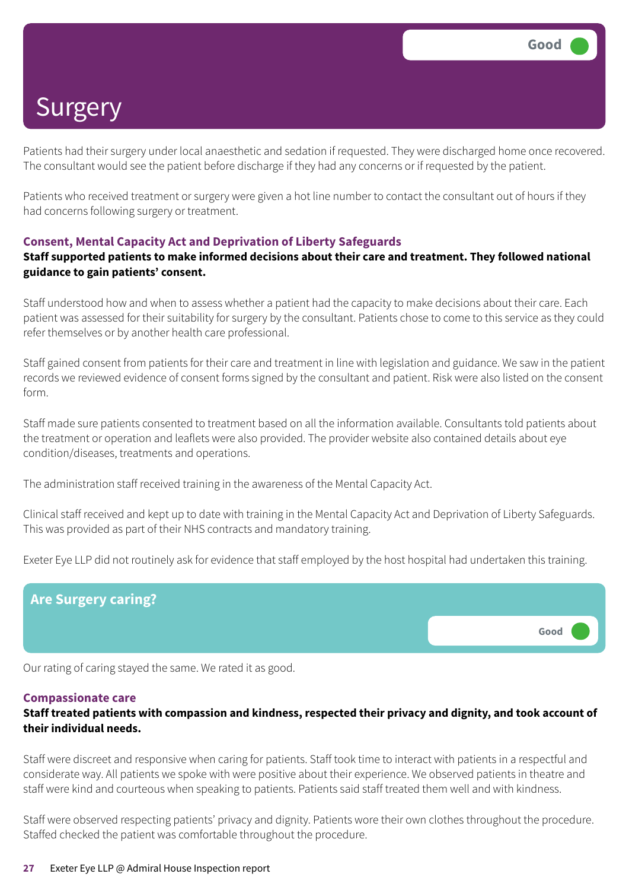# Surgery

Good

Patients had their surgery under local anaesthetic and sedation if requested. They were discharged home once recovered. The consultant would see the patient before discharge if they had any concerns or if requested by the patient.

Patients who received treatment or surgery were given a hot line number to contact the consultant out of hours if they had concerns following surgery or treatment.

### Consent, Mental Capacity Act and Deprivation of Liberty Safeguards

**Staff supported patients to make informed decisions about their care and treatment. They followed national guidance to gain patients' consent.**

Staff understood how and when to assess whether a patient had the capacity to make decisions about their care. Each patient was assessed for their suitability for surgery by the consultant. Patients chose to come to this service as they could refer themselves or by another health care professional.

Staff gained consent from patients for their care and treatment in line with legislation and guidance. We saw in the patient records we reviewed evidence of consent forms signed by the consultant and patient. Risk were also listed on the consent form.

Staff made sure patients consented to treatment based on all the information available. Consultants told patients about the treatment or operation and leaflets were also provided. The provider website also contained details about eye condition/diseases, treatments and operations.

The administration staff received training in the awareness of the Mental Capacity Act.

Clinical staff received and kept up to date with training in the Mental Capacity Act and Deprivation of Liberty Safeguards. This was provided as part of their NHS contracts and mandatory training.

Exeter Eye LLP did not routinely ask for evidence that staff employed by the host hospital had undertaken this training.

## Are Surgery caring?

Good

Our rating of caring stayed the same. We rated it as good.

### Compassionate care

**Staff treated patients with compassion and kindness, respected their privacy and dignity, and took account of their individual needs.**

Staff were discreet and responsive when caring for patients. Staff took time to interact with patients in a respectful and considerate way. All patients we spoke with were positive about their experience. We observed patients in theatre and staff were kind and courteous when speaking to patients. Patients said staff treated them well and with kindness.

Staff were observed respecting patients' privacy and dignity. Patients wore their own clothes throughout the procedure. Staffed checked the patient was comfortable throughout the procedure.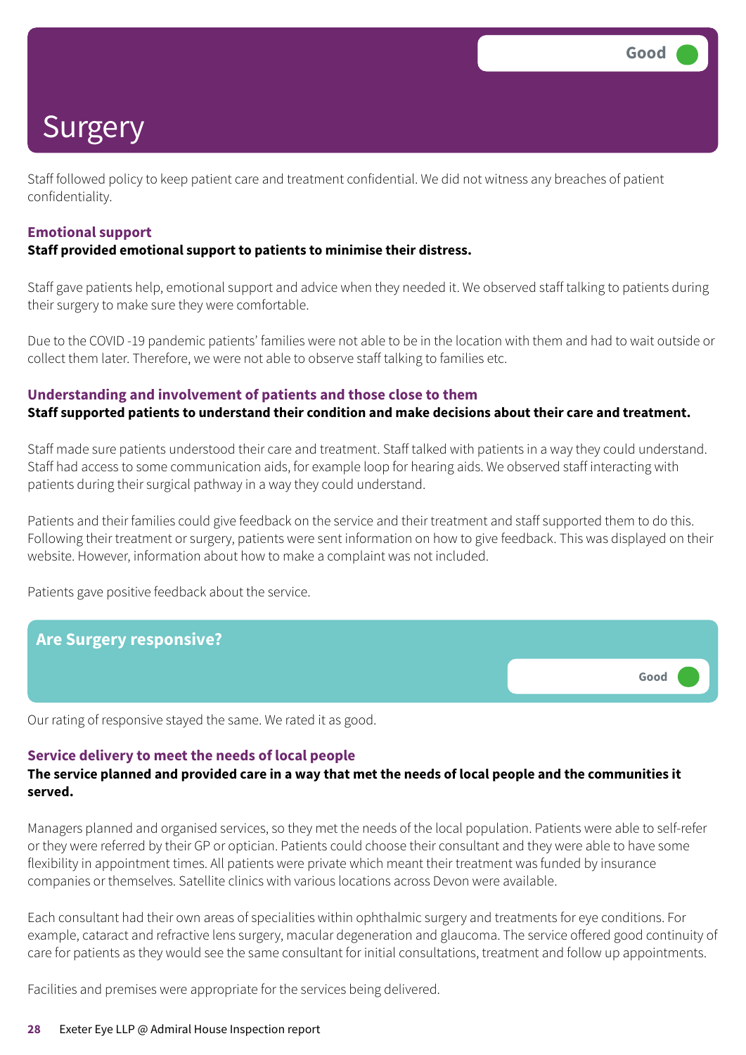# Surgery

Good

Staff followed policy to keep patient care and treatment confidential. We did not witness any breaches of patient confidentiality.

### Emotional support

**Staff provided emotional support to patients to minimise their distress.**

Staff gave patients help, emotional support and advice when they needed it. We observed staff talking to patients during their surgery to make sure they were comfortable.

Due to the COVID -19 pandemic patients' families were not able to be in the location with them and had to wait outside or collect them later. Therefore, we were not able to observe staff talking to families etc.

### Understanding and involvement of patients and those close to them

**Staff supported patients to understand their condition and make decisions about their care and treatment.**

Staff made sure patients understood their care and treatment. Staff talked with patients in a way they could understand. Staff had access to some communication aids, for example loop for hearing aids. We observed staff interacting with patients during their surgical pathway in a way they could understand.

Patients and their families could give feedback on the service and their treatment and staff supported them to do this. Following their treatment or surgery, patients were sent information on how to give feedback. This was displayed on their website. However, information about how to make a complaint was not included.

Patients gave positive feedback about the service.

## Are Surgery responsive?

Good

Our rating of responsive stayed the same. We rated it as good.

### Service delivery to meet the needs of local people

**The service planned and provided care in a way that met the needs of local people and the communities it served.**

Managers planned and organised services, so they met the needs of the local population. Patients were able to self-refer or they were referred by their GP or optician. Patients could choose their consultant and they were able to have some flexibility in appointment times. All patients were private which meant their treatment was funded by insurance companies or themselves. Satellite clinics with various locations across Devon were available.

Each consultant had their own areas of specialities within ophthalmic surgery and treatments for eye conditions. For example, cataract and refractive lens surgery, macular degeneration and glaucoma. The service offered good continuity of care for patients as they would see the same consultant for initial consultations, treatment and follow up appointments.

Facilities and premises were appropriate for the services being delivered.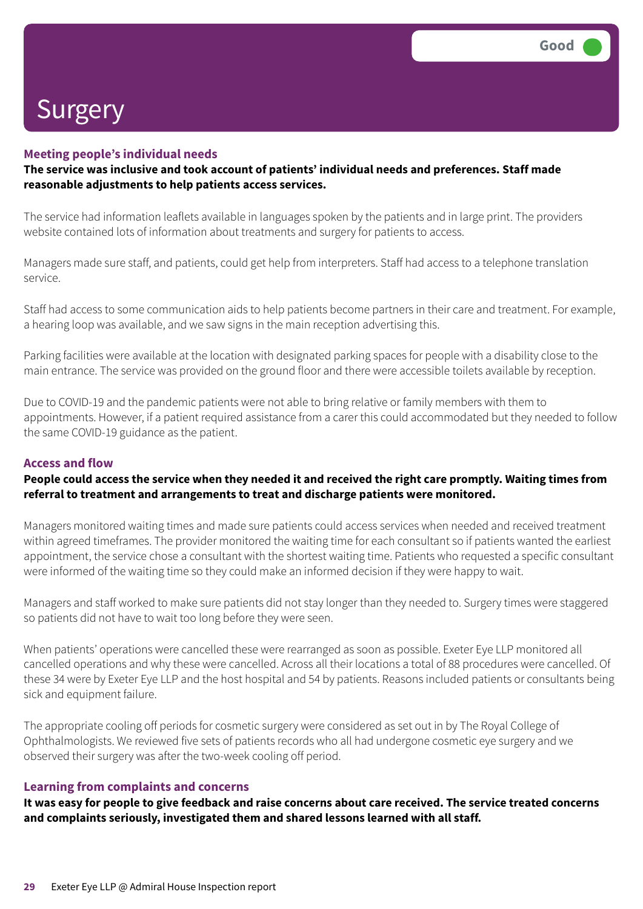# Surgery

Good

### Meeting people's individual needs

**The service was inclusive and took account of patients' individual needs and preferences. Staff made reasonable adjustments to help patients access services.**

The service had information leaflets available in languages spoken by the patients and in large print. The providers website contained lots of information about treatments and surgery for patients to access.

Managers made sure staff, and patients, could get help from interpreters. Staff had access to a telephone translation service.

Staff had access to some communication aids to help patients become partners in their care and treatment. For example, a hearing loop was available, and we saw signs in the main reception advertising this.

Parking facilities were available at the location with designated parking spaces for people with a disability close to the main entrance. The service was provided on the ground floor and there were accessible toilets available by reception.

Due to COVID-19 and the pandemic patients were not able to bring relative or family members with them to appointments. However, if a patient required assistance from a carer this could accommodated but they needed to follow the same COVID-19 guidance as the patient.

### Access and flow

**People could access the service when they needed it and received the right care promptly. Waiting times from referral to treatment and arrangements to treat and discharge patients were monitored.**

Managers monitored waiting times and made sure patients could access services when needed and received treatment within agreed timeframes. The provider monitored the waiting time for each consultant so if patients wanted the earliest appointment, the service chose a consultant with the shortest waiting time. Patients who requested a specific consultant were informed of the waiting time so they could make an informed decision if they were happy to wait.

Managers and staff worked to make sure patients did not stay longer than they needed to. Surgery times were staggered so patients did not have to wait too long before they were seen.

When patients' operations were cancelled these were rearranged as soon as possible. Exeter Eye LLP monitored all cancelled operations and why these were cancelled. Across all their locations a total of 88 procedures were cancelled. Of these 34 were by Exeter Eye LLP and the host hospital and 54 by patients. Reasons included patients or consultants being sick and equipment failure.

The appropriate cooling off periods for cosmetic surgery were considered as set out in by The Royal College of Ophthalmologists. We reviewed five sets of patients records who all had undergone cosmetic eye surgery and we observed their surgery was after the two-week cooling off period.

### Learning from complaints and concerns

**It was easy for people to give feedback and raise concerns about care received. The service treated concerns and complaints seriously, investigated them and shared lessons learned with all staff.**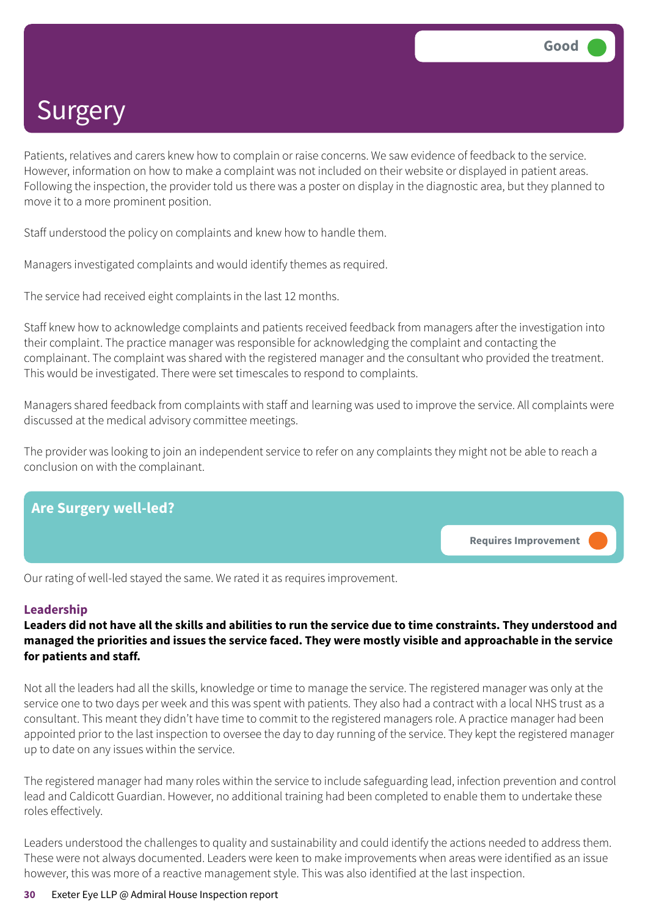# Surgery

Good

Patients, relatives and carers knew how to complain or raise concerns. We saw evidence of feedback to the service. However, information on how to make a complaint was not included on their website or displayed in patient areas. Following the inspection, the provider told us there was a poster on display in the diagnostic area, but they planned to move it to a more prominent position.

Staff understood the policy on complaints and knew how to handle them.

Managers investigated complaints and would identify themes as required.

The service had received eight complaints in the last 12 months.

Staff knew how to acknowledge complaints and patients received feedback from managers after the investigation into their complaint. The practice manager was responsible for acknowledging the complaint and contacting the complainant. The complaint was shared with the registered manager and the consultant who provided the treatment. This would be investigated. There were set timescales to respond to complaints.

Managers shared feedback from complaints with staff and learning was used to improve the service. All complaints were discussed at the medical advisory committee meetings.

The provider was looking to join an independent service to refer on any complaints they might not be able to reach a conclusion on with the complainant.

## Are Surgery well-led?

Requires Improvement

Our rating of well-led stayed the same. We rated it as requires improvement.

### Leadership

**Leaders did not have all the skills and abilities to run the service due to time constraints. They understood and managed the priorities and issues the service faced. They were mostly visible and approachable in the service for patients and staff.**

Not all the leaders had all the skills, knowledge or time to manage the service. The registered manager was only at the service one to two days per week and this was spent with patients. They also had a contract with a local NHS trust as a consultant. This meant they didn't have time to commit to the registered managers role. A practice manager had been appointed prior to the last inspection to oversee the day to day running of the service. They kept the registered manager up to date on any issues within the service.

The registered manager had many roles within the service to include safeguarding lead, infection prevention and control lead and Caldicott Guardian. However, no additional training had been completed to enable them to undertake these roles effectively.

Leaders understood the challenges to quality and sustainability and could identify the actions needed to address them. These were not always documented. Leaders were keen to make improvements when areas were identified as an issue however, this was more of a reactive management style. This was also identified at the last inspection.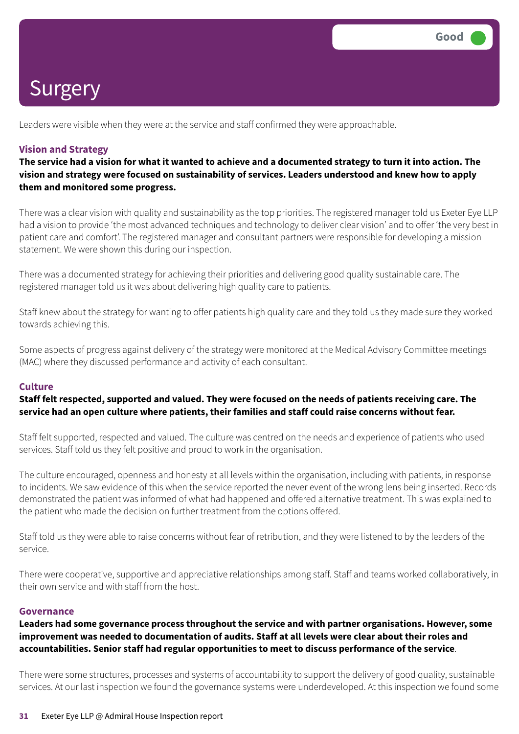# Surgery

Good

Leaders were visible when they were at the service and staff confirmed they were approachable.

### Vision and Strategy

**The service had a vision for what it wanted to achieve and a documented strategy to turn it into action. The vision and strategy were focused on sustainability of services. Leaders understood and knew how to apply them and monitored some progress.**

There was a clear vision with quality and sustainability as the top priorities. The registered manager told us Exeter Eye LLP had a vision to provide 'the most advanced techniques and technology to deliver clear vision' and to offer 'the very best in patient care and comfort'. The registered manager and consultant partners were responsible for developing a mission statement. We were shown this during our inspection.

There was a documented strategy for achieving their priorities and delivering good quality sustainable care. The registered manager told us it was about delivering high quality care to patients.

Staff knew about the strategy for wanting to offer patients high quality care and they told us they made sure they worked towards achieving this.

Some aspects of progress against delivery of the strategy were monitored at the Medical Advisory Committee meetings (MAC) where they discussed performance and activity of each consultant.

### Culture

**Staff felt respected, supported and valued. They were focused on the needs of patients receiving care. The service had an open culture where patients, their families and staff could raise concerns without fear.**

Staff felt supported, respected and valued. The culture was centred on the needs and experience of patients who used services. Staff told us they felt positive and proud to work in the organisation.

The culture encouraged, openness and honesty at all levels within the organisation, including with patients, in response to incidents. We saw evidence of this when the service reported the never event of the wrong lens being inserted. Records demonstrated the patient was informed of what had happened and offered alternative treatment. This was explained to the patient who made the decision on further treatment from the options offered.

Staff told us they were able to raise concerns without fear of retribution, and they were listened to by the leaders of the service.

There were cooperative, supportive and appreciative relationships among staff. Staff and teams worked collaboratively, in their own service and with staff from the host.

### Governance

**Leaders had some governance process throughout the service and with partner organisations. However, some improvement was needed to documentation of audits. Staff at all levels were clear about their roles and accountabilities. Senior staff had regular opportunities to meet to discuss performance of the service**.

There were some structures, processes and systems of accountability to support the delivery of good quality, sustainable services. At our last inspection we found the governance systems were underdeveloped. At this inspection we found some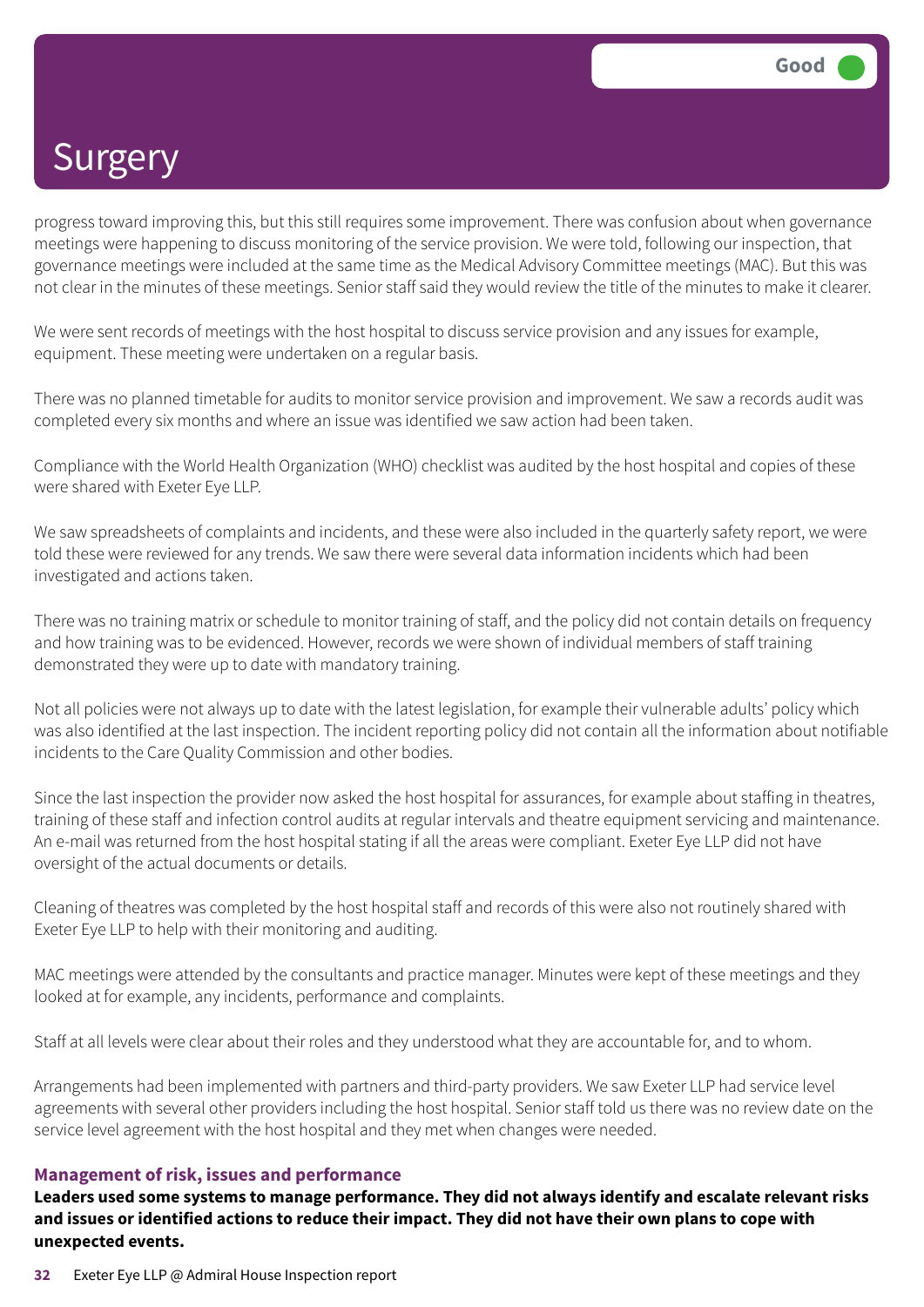# Surgery

Good

progress toward improving this, but this still requires some improvement. There was confusion about when governance meetings were happening to discuss monitoring of the service provision. We were told, following our inspection, that governance meetings were included at the same time as the Medical Advisory Committee meetings (MAC). But this was not clear in the minutes of these meetings. Senior staff said they would review the title of the minutes to make it clearer.

We were sent records of meetings with the host hospital to discuss service provision and any issues for example, equipment. These meeting were undertaken on a regular basis.

There was no planned timetable for audits to monitor service provision and improvement. We saw a records audit was completed every six months and where an issue was identified we saw action had been taken.

Compliance with the World Health Organization (WHO) checklist was audited by the host hospital and copies of these were shared with Exeter Eye LLP.

We saw spreadsheets of complaints and incidents, and these were also included in the quarterly safety report, we were told these were reviewed for any trends. We saw there were several data information incidents which had been investigated and actions taken.

There was no training matrix or schedule to monitor training of staff, and the policy did not contain details on frequency and how training was to be evidenced. However, records we were shown of individual members of staff training demonstrated they were up to date with mandatory training.

Not all policies were not always up to date with the latest legislation, for example their vulnerable adults' policy which was also identified at the last inspection. The incident reporting policy did not contain all the information about notifiable incidents to the Care Quality Commission and other bodies.

Since the last inspection the provider now asked the host hospital for assurances, for example about staffing in theatres, training of these staff and infection control audits at regular intervals and theatre equipment servicing and maintenance. An e-mail was returned from the host hospital stating if all the areas were compliant. Exeter Eye LLP did not have oversight of the actual documents or details.

Cleaning of theatres was completed by the host hospital staff and records of this were also not routinely shared with Exeter Eye LLP to help with their monitoring and auditing.

MAC meetings were attended by the consultants and practice manager. Minutes were kept of these meetings and they looked at for example, any incidents, performance and complaints.

Staff at all levels were clear about their roles and they understood what they are accountable for, and to whom.

Arrangements had been implemented with partners and third-party providers. We saw Exeter LLP had service level agreements with several other providers including the host hospital. Senior staff told us there was no review date on the service level agreement with the host hospital and they met when changes were needed.

### Management of risk, issues and performance

**Leaders used some systems to manage performance. They did not always identify and escalate relevant risks and issues or identified actions to reduce their impact. They did not have their own plans to cope with unexpected events.**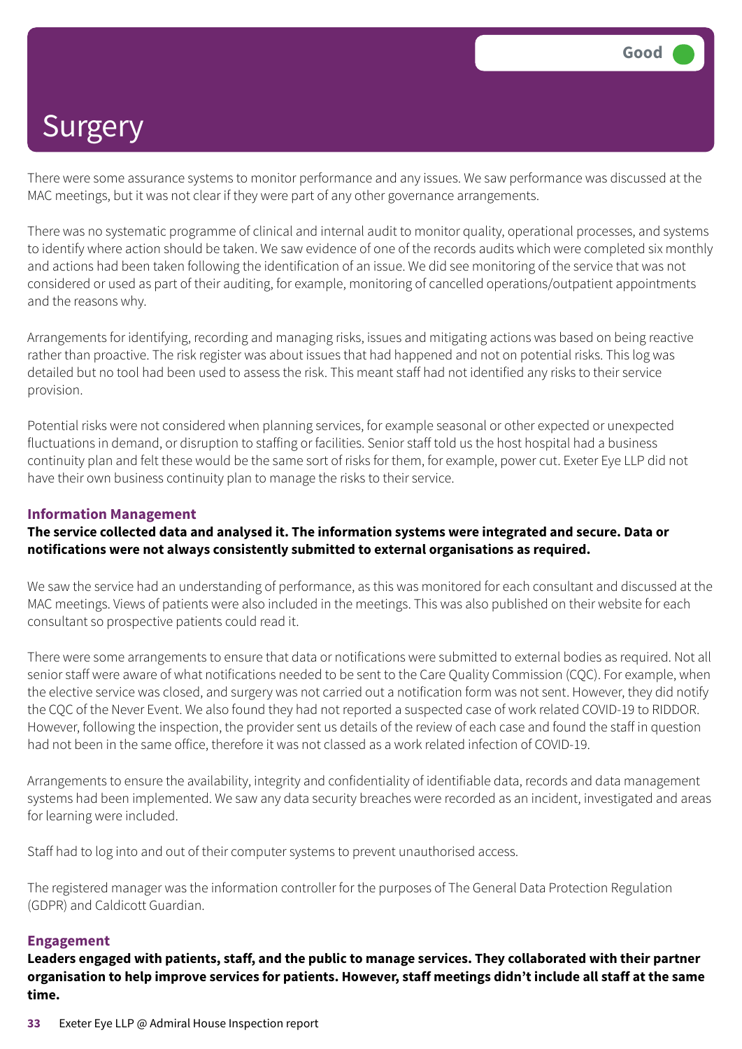# Surgery

Good

There were some assurance systems to monitor performance and any issues. We saw performance was discussed at the MAC meetings, but it was not clear if they were part of any other governance arrangements.

There was no systematic programme of clinical and internal audit to monitor quality, operational processes, and systems to identify where action should be taken. We saw evidence of one of the records audits which were completed six monthly and actions had been taken following the identification of an issue. We did see monitoring of the service that was not considered or used as part of their auditing, for example, monitoring of cancelled operations/outpatient appointments and the reasons why.

Arrangements for identifying, recording and managing risks, issues and mitigating actions was based on being reactive rather than proactive. The risk register was about issues that had happened and not on potential risks. This log was detailed but no tool had been used to assess the risk. This meant staff had not identified any risks to their service provision.

Potential risks were not considered when planning services, for example seasonal or other expected or unexpected fluctuations in demand, or disruption to staffing or facilities. Senior staff told us the host hospital had a business continuity plan and felt these would be the same sort of risks for them, for example, power cut. Exeter Eye LLP did not have their own business continuity plan to manage the risks to their service.

### Information Management

**The service collected data and analysed it. The information systems were integrated and secure. Data or notifications were not always consistently submitted to external organisations as required.**

We saw the service had an understanding of performance, as this was monitored for each consultant and discussed at the MAC meetings. Views of patients were also included in the meetings. This was also published on their website for each consultant so prospective patients could read it.

There were some arrangements to ensure that data or notifications were submitted to external bodies as required. Not all senior staff were aware of what notifications needed to be sent to the Care Quality Commission (CQC). For example, when the elective service was closed, and surgery was not carried out a notification form was not sent. However, they did notify the CQC of the Never Event. We also found they had not reported a suspected case of work related COVID-19 to RIDDOR. However, following the inspection, the provider sent us details of the review of each case and found the staff in question had not been in the same office, therefore it was not classed as a work related infection of COVID-19.

Arrangements to ensure the availability, integrity and confidentiality of identifiable data, records and data management systems had been implemented. We saw any data security breaches were recorded as an incident, investigated and areas for learning were included.

Staff had to log into and out of their computer systems to prevent unauthorised access.

The registered manager was the information controller for the purposes of The General Data Protection Regulation (GDPR) and Caldicott Guardian.

### Engagement

**Leaders engaged with patients, staff, and the public to manage services. They collaborated with their partner organisation to help improve services for patients. However, staff meetings didn't include all staff at the same time.**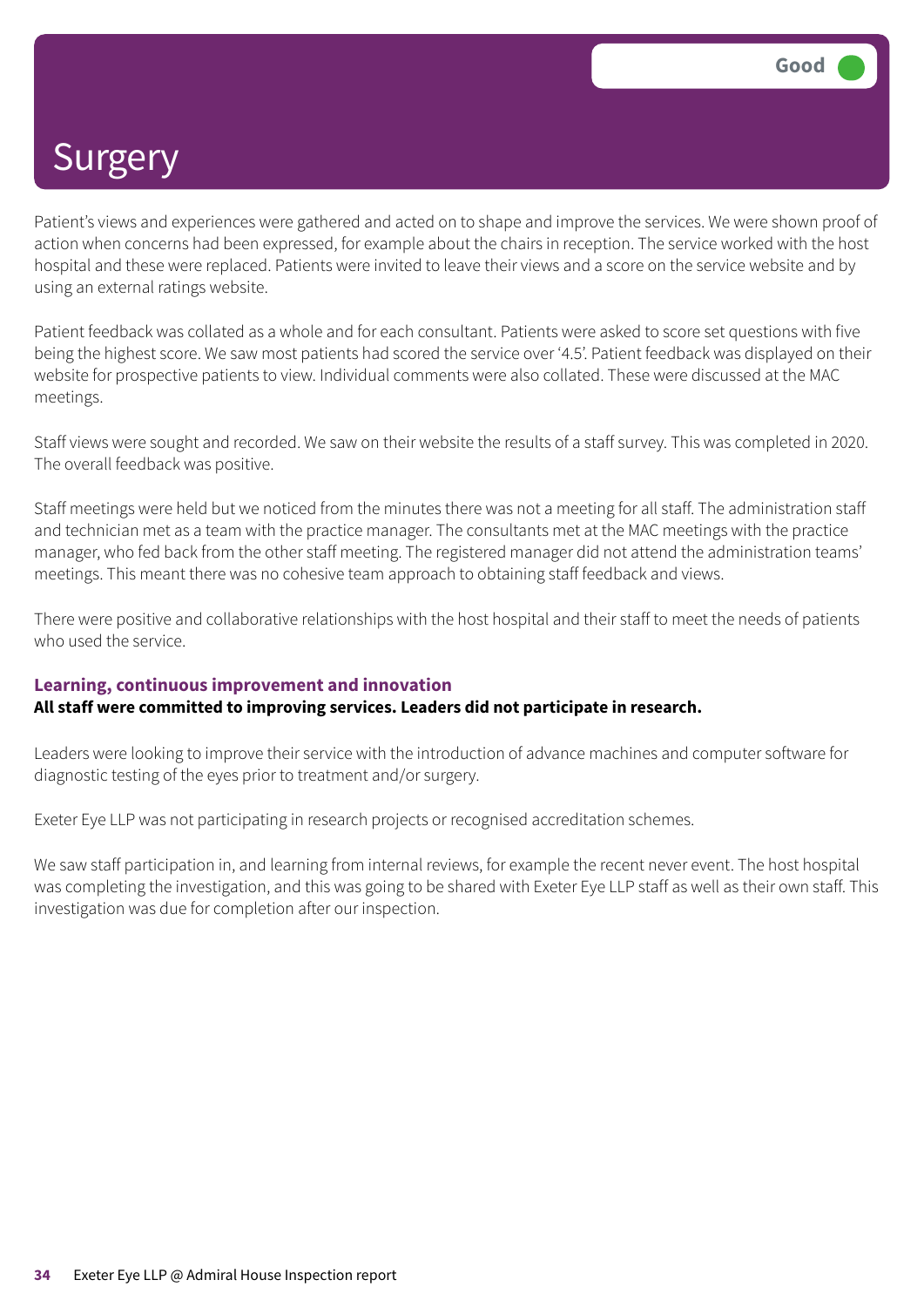# Surgery

Good

Patient's views and experiences were gathered and acted on to shape and improve the services. We were shown proof of action when concerns had been expressed, for example about the chairs in reception. The service worked with the host hospital and these were replaced. Patients were invited to leave their views and a score on the service website and by using an external ratings website.

Patient feedback was collated as a whole and for each consultant. Patients were asked to score set questions with five being the highest score. We saw most patients had scored the service over '4.5'. Patient feedback was displayed on their website for prospective patients to view. Individual comments were also collated. These were discussed at the MAC meetings.

Staff views were sought and recorded. We saw on their website the results of a staff survey. This was completed in 2020. The overall feedback was positive.

Staff meetings were held but we noticed from the minutes there was not a meeting for all staff. The administration staff and technician met as a team with the practice manager. The consultants met at the MAC meetings with the practice manager, who fed back from the other staff meeting. The registered manager did not attend the administration teams' meetings. This meant there was no cohesive team approach to obtaining staff feedback and views.

There were positive and collaborative relationships with the host hospital and their staff to meet the needs of patients who used the service.

### Learning, continuous improvement and innovation

**All staff were committed to improving services. Leaders did not participate in research.**

Leaders were looking to improve their service with the introduction of advance machines and computer software for diagnostic testing of the eyes prior to treatment and/or surgery.

Exeter Eye LLP was not participating in research projects or recognised accreditation schemes.

We saw staff participation in, and learning from internal reviews, for example the recent never event. The host hospital was completing the investigation, and this was going to be shared with Exeter Eye LLP staff as well as their own staff. This investigation was due for completion after our inspection.